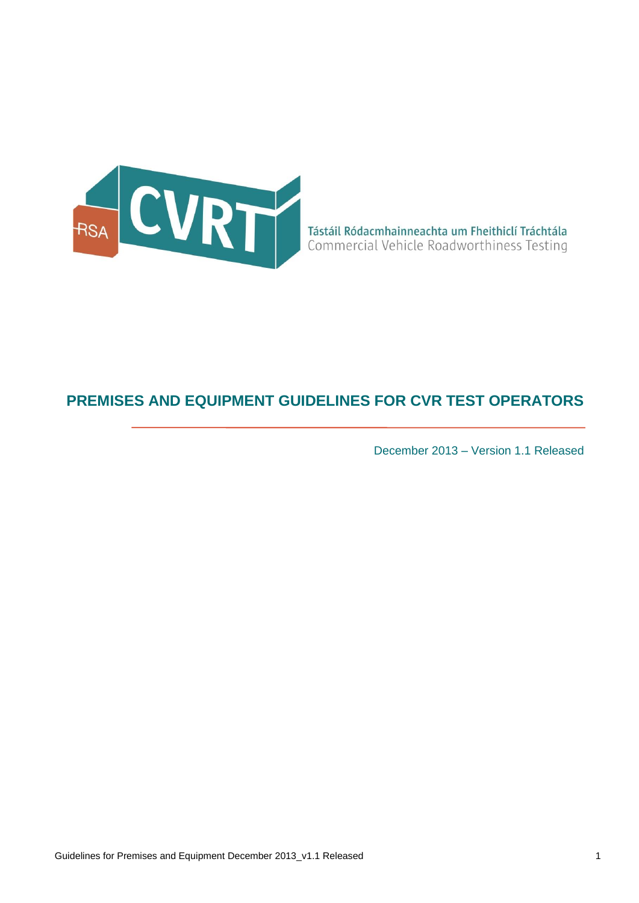RSA CVRT

Tástáil Ródacmhainneachta um Fheithiclí Tráchtála
Commercial Vehicle Roadworthiness Testing

# PREMISES AND EQUIPMENT GUIDELINES FOR CVR TEST OPERATORS

December 2013 – Version 1.1 Released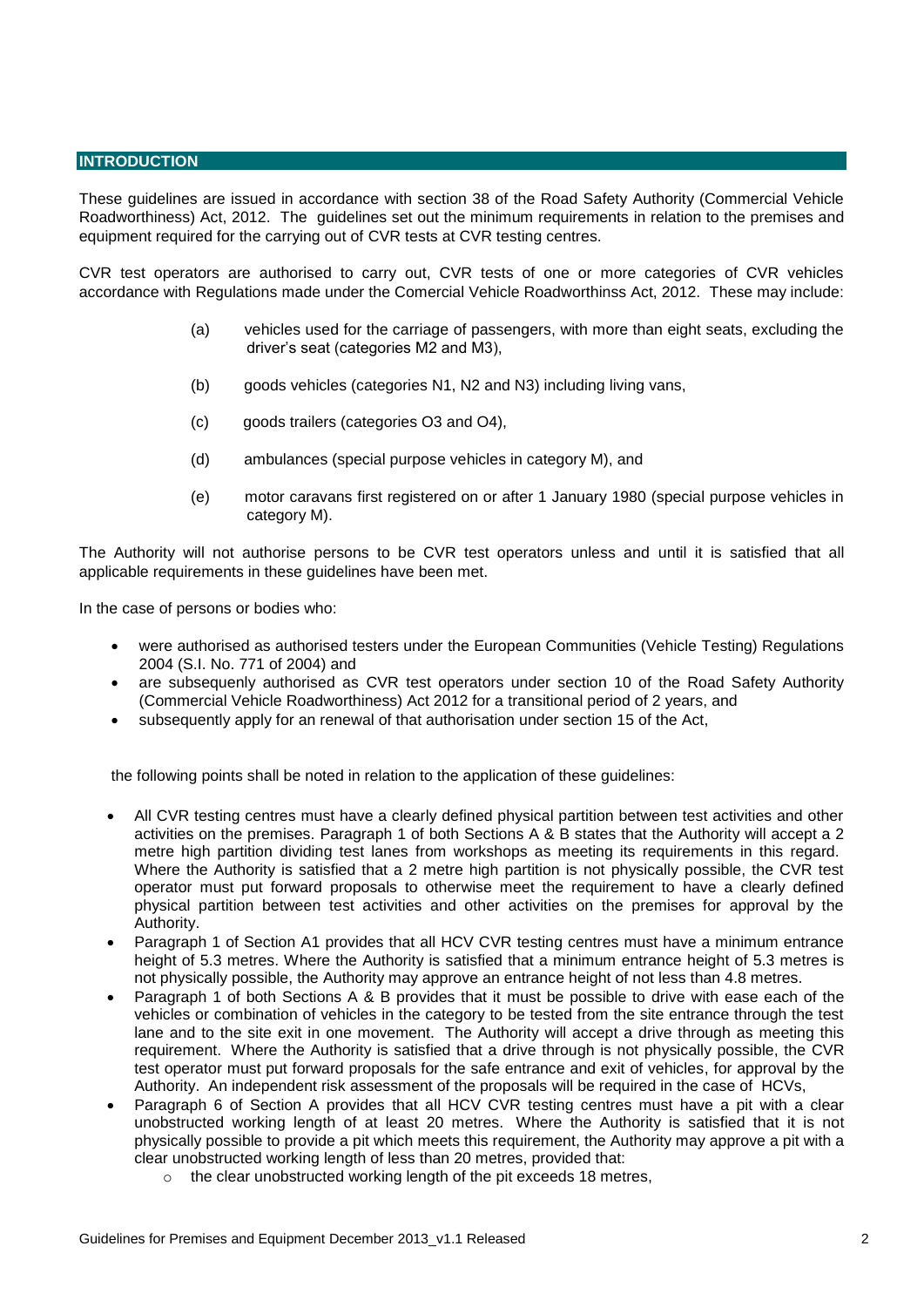## INTRODUCTION

These guidelines are issued in accordance with section 38 of the Road Safety Authority (Commercial Vehicle Roadworthiness) Act, 2012. The guidelines set out the minimum requirements in relation to the premises and equipment required for the carrying out of CVR tests at CVR testing centres.

CVR test operators are authorised to carry out, CVR tests of one or more categories of CVR vehicles accordance with Regulations made under the Comercial Vehicle Roadworthinss Act, 2012. These may include:

(a) vehicles used for the carriage of passengers, with more than eight seats, excluding the driver's seat (categories M2 and M3),

(b) goods vehicles (categories N1, N2 and N3) including living vans,

(c) goods trailers (categories O3 and O4),

(d) ambulances (special purpose vehicles in category M), and

(e) motor caravans first registered on or after 1 January 1980 (special purpose vehicles in category M).

The Authority will not authorise persons to be CVR test operators unless and until it is satisfied that all applicable requirements in these guidelines have been met.

In the case of persons or bodies who:

- were authorised as authorised testers under the European Communities (Vehicle Testing) Regulations 2004 (S.I. No. 771 of 2004) and
- are subsequenly authorised as CVR test operators under section 10 of the Road Safety Authority (Commercial Vehicle Roadworthiness) Act 2012 for a transitional period of 2 years, and
- subsequently apply for an renewal of that authorisation under section 15 of the Act,

the following points shall be noted in relation to the application of these guidelines:

- All CVR testing centres must have a clearly defined physical partition between test activities and other activities on the premises. Paragraph 1 of both Sections A & B states that the Authority will accept a 2 metre high partition dividing test lanes from workshops as meeting its requirements in this regard. Where the Authority is satisfied that a 2 metre high partition is not physically possible, the CVR test operator must put forward proposals to otherwise meet the requirement to have a clearly defined physical partition between test activities and other activities on the premises for approval by the Authority.
- Paragraph 1 of Section A1 provides that all HCV CVR testing centres must have a minimum entrance height of 5.3 metres. Where the Authority is satisfied that a minimum entrance height of 5.3 metres is not physically possible, the Authority may approve an entrance height of not less than 4.8 metres.
- Paragraph 1 of both Sections A & B provides that it must be possible to drive with ease each of the vehicles or combination of vehicles in the category to be tested from the site entrance through the test lane and to the site exit in one movement. The Authority will accept a drive through as meeting this requirement. Where the Authority is satisfied that a drive through is not physically possible, the CVR test operator must put forward proposals for the safe entrance and exit of vehicles, for approval by the Authority. An independent risk assessment of the proposals will be required in the case of HCVs,
- Paragraph 6 of Section A provides that all HCV CVR testing centres must have a pit with a clear unobstructed working length of at least 20 metres. Where the Authority is satisfied that it is not physically possible to provide a pit which meets this requirement, the Authority may approve a pit with a clear unobstructed working length of less than 20 metres, provided that:
  - the clear unobstructed working length of the pit exceeds 18 metres,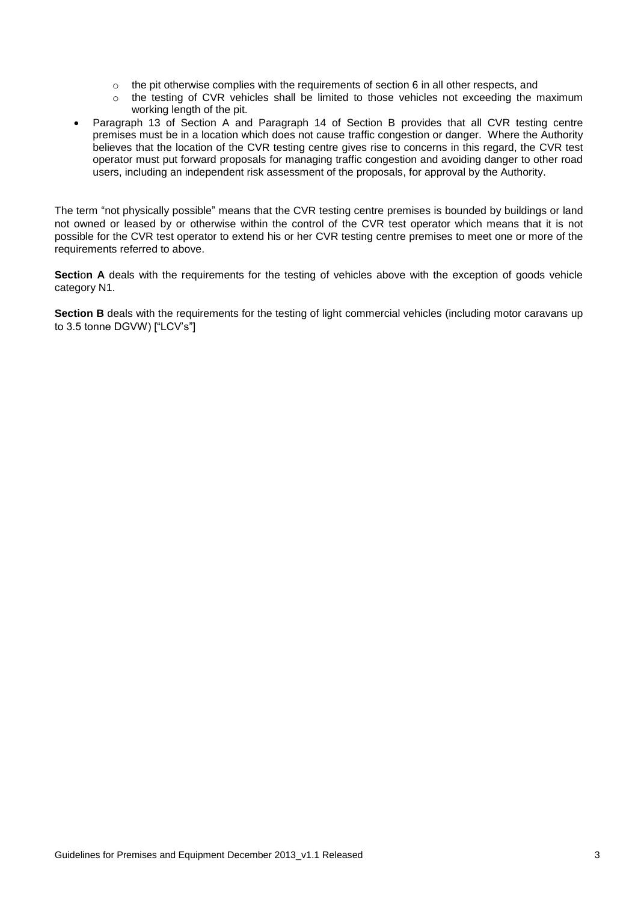- the pit otherwise complies with the requirements of section 6 in all other respects, and
  - the testing of CVR vehicles shall be limited to those vehicles not exceeding the maximum working length of the pit.
- Paragraph 13 of Section A and Paragraph 14 of Section B provides that all CVR testing centre premises must be in a location which does not cause traffic congestion or danger. Where the Authority believes that the location of the CVR testing centre gives rise to concerns in this regard, the CVR test operator must put forward proposals for managing traffic congestion and avoiding danger to other road users, including an independent risk assessment of the proposals, for approval by the Authority.

The term "not physically possible" means that the CVR testing centre premises is bounded by buildings or land not owned or leased by or otherwise within the control of the CVR test operator which means that it is not possible for the CVR test operator to extend his or her CVR testing centre premises to meet one or more of the requirements referred to above.

**Section A** deals with the requirements for the testing of vehicles above with the exception of goods vehicle category N1.

**Section B** deals with the requirements for the testing of light commercial vehicles (including motor caravans up to 3.5 tonne DGVW) ["LCV's"]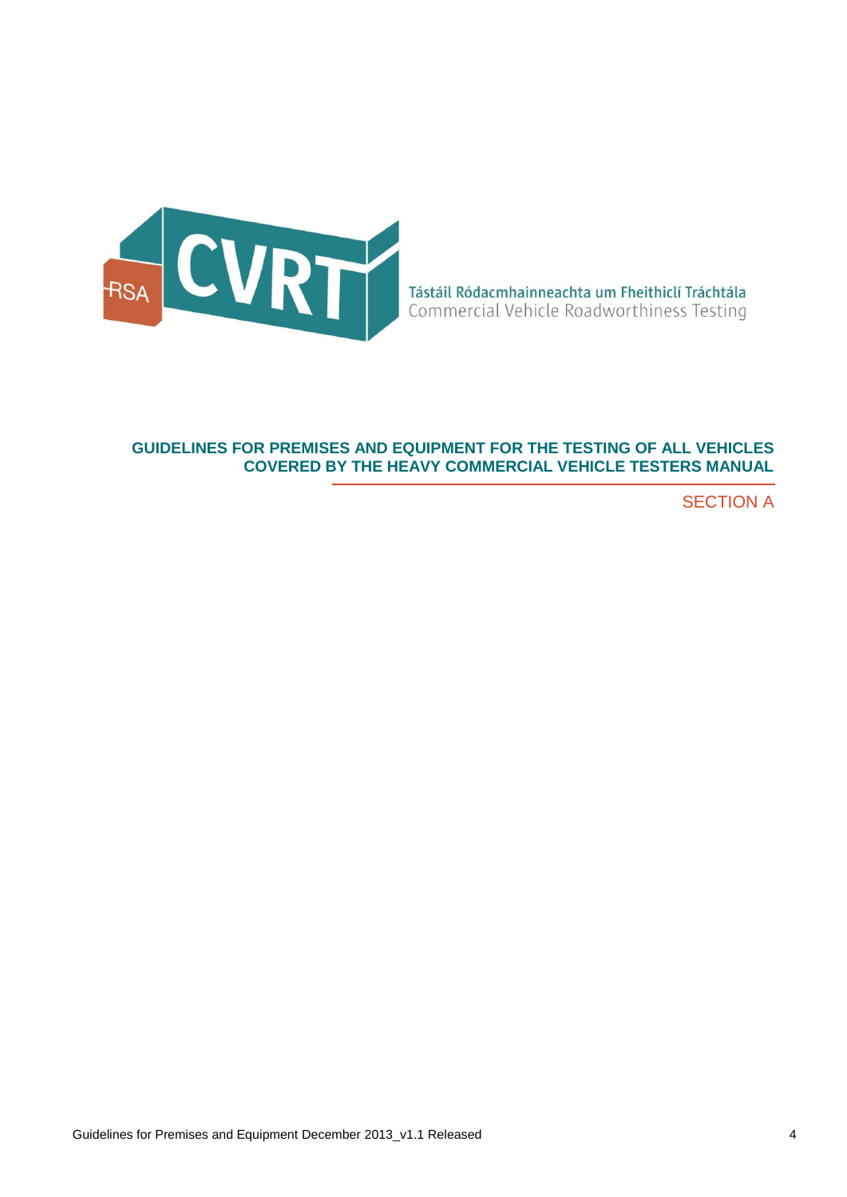Tástáil Ródacmhainneachta um Fheithiclí Tráchtála
Commercial Vehicle Roadworthiness Testing

# GUIDELINES FOR PREMISES AND EQUIPMENT FOR THE TESTING OF ALL VEHICLES COVERED BY THE HEAVY COMMERCIAL VEHICLE TESTERS MANUAL

SECTION A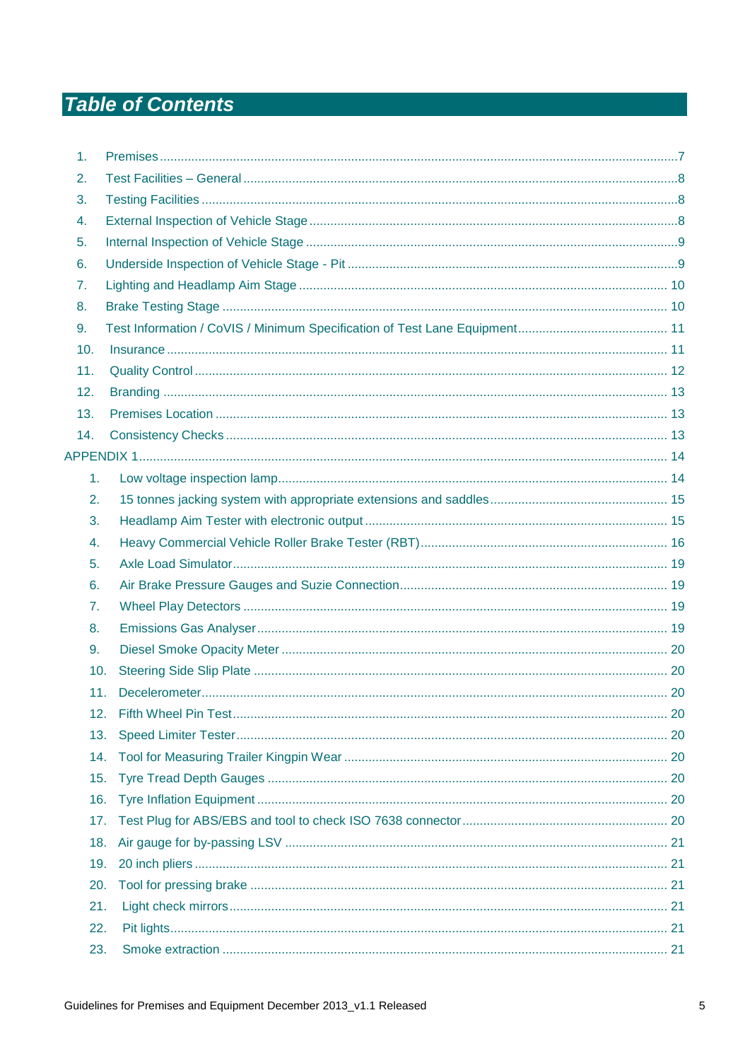# Table of Contents

1. Premises ....... 7
2. Test Facilities – General ....... 8
3. Testing Facilities ....... 8
4. External Inspection of Vehicle Stage ....... 8
5. Internal Inspection of Vehicle Stage ....... 9
6. Underside Inspection of Vehicle Stage - Pit ....... 9
7. Lighting and Headlamp Aim Stage ....... 10
8. Brake Testing Stage ....... 10
9. Test Information / CoVIS / Minimum Specification of Test Lane Equipment ....... 11
10. Insurance ....... 11
11. Quality Control ....... 12
12. Branding ....... 13
13. Premises Location ....... 13
14. Consistency Checks ....... 13

APPENDIX 1 ....... 14

1. Low voltage inspection lamp ....... 14
2. 15 tonnes jacking system with appropriate extensions and saddles ....... 15
3. Headlamp Aim Tester with electronic output ....... 15
4. Heavy Commercial Vehicle Roller Brake Tester (RBT) ....... 16
5. Axle Load Simulator ....... 19
6. Air Brake Pressure Gauges and Suzie Connection ....... 19
7. Wheel Play Detectors ....... 19
8. Emissions Gas Analyser ....... 19
9. Diesel Smoke Opacity Meter ....... 20
10. Steering Side Slip Plate ....... 20
11. Decelerometer ....... 20
12. Fifth Wheel Pin Test ....... 20
13. Speed Limiter Tester ....... 20
14. Tool for Measuring Trailer Kingpin Wear ....... 20
15. Tyre Tread Depth Gauges ....... 20
16. Tyre Inflation Equipment ....... 20
17. Test Plug for ABS/EBS and tool to check ISO 7638 connector ....... 20
18. Air gauge for by-passing LSV ....... 21
19. 20 inch pliers ....... 21
20. Tool for pressing brake ....... 21
21. Light check mirrors ....... 21
22. Pit lights ....... 21
23. Smoke extraction ....... 21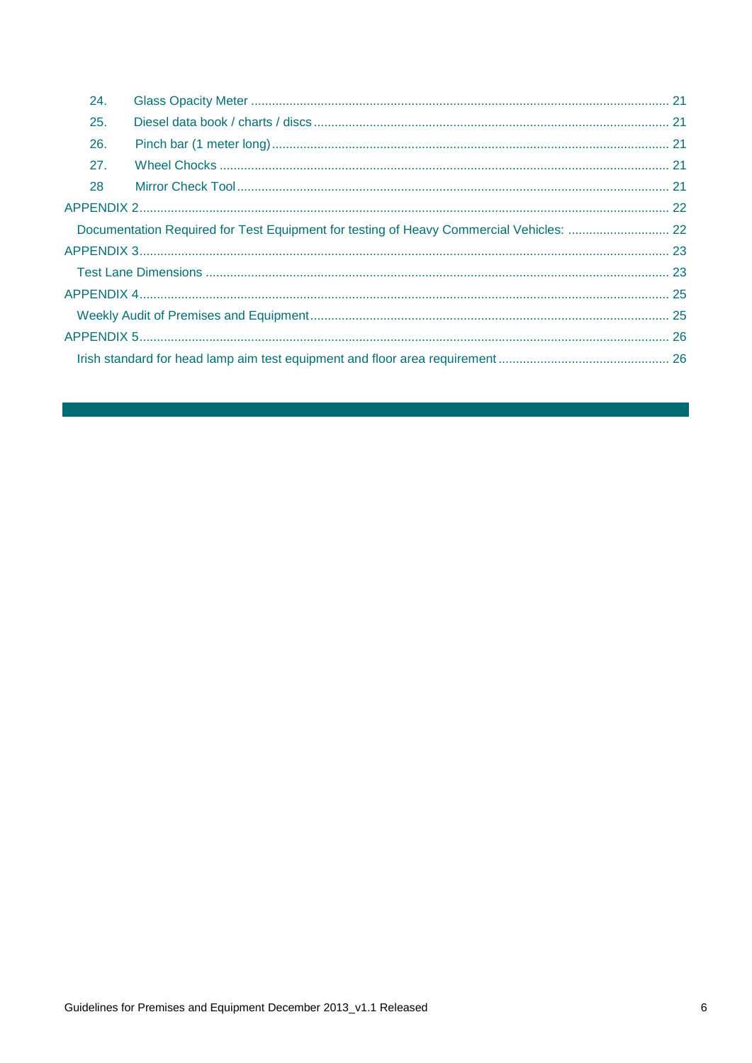24. Glass Opacity Meter ........................................................................................................ 21
25. Diesel data book / charts / discs ........................................................................................ 21
26. Pinch bar (1 meter long) ................................................................................................... 21
27. Wheel Chocks ................................................................................................................ 21
28 Mirror Check Tool ............................................................................................................ 21

APPENDIX 2 ........................................................................................................................ 22

Documentation Required for Test Equipment for testing of Heavy Commercial Vehicles: ............................. 22

APPENDIX 3 ........................................................................................................................ 23

Test Lane Dimensions ........................................................................................................... 23

APPENDIX 4 ........................................................................................................................ 25

Weekly Audit of Premises and Equipment .................................................................................. 25

APPENDIX 5 ........................................................................................................................ 26

Irish standard for head lamp aim test equipment and floor area requirement ..................................... 26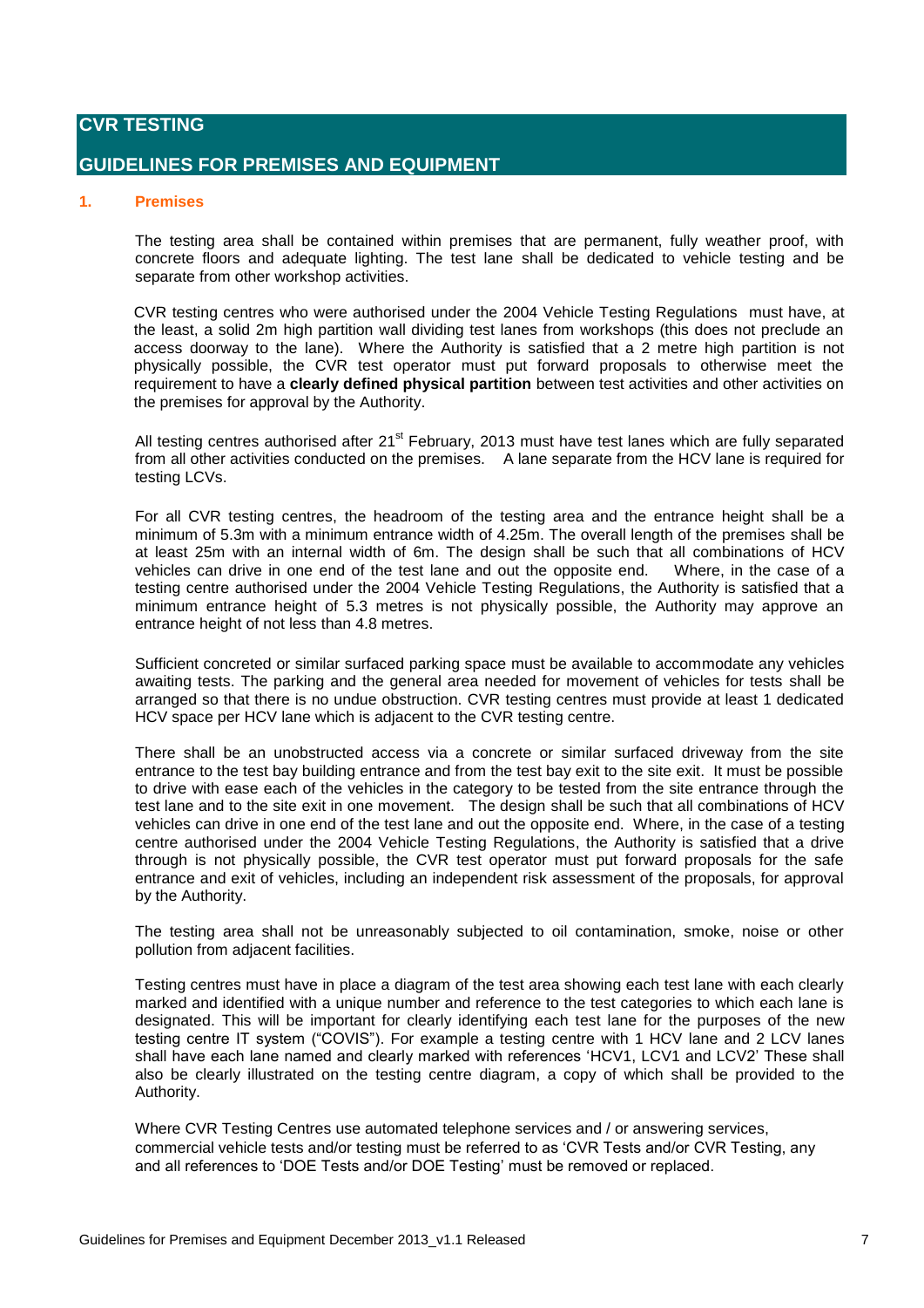## CVR TESTING

## GUIDELINES FOR PREMISES AND EQUIPMENT

### 1. Premises

The testing area shall be contained within premises that are permanent, fully weather proof, with concrete floors and adequate lighting. The test lane shall be dedicated to vehicle testing and be separate from other workshop activities.

CVR testing centres who were authorised under the 2004 Vehicle Testing Regulations must have, at the least, a solid 2m high partition wall dividing test lanes from workshops (this does not preclude an access doorway to the lane). Where the Authority is satisfied that a 2 metre high partition is not physically possible, the CVR test operator must put forward proposals to otherwise meet the requirement to have a **clearly defined physical partition** between test activities and other activities on the premises for approval by the Authority.

All testing centres authorised after 21st February, 2013 must have test lanes which are fully separated from all other activities conducted on the premises. A lane separate from the HCV lane is required for testing LCVs.

For all CVR testing centres, the headroom of the testing area and the entrance height shall be a minimum of 5.3m with a minimum entrance width of 4.25m. The overall length of the premises shall be at least 25m with an internal width of 6m. The design shall be such that all combinations of HCV vehicles can drive in one end of the test lane and out the opposite end. Where, in the case of a testing centre authorised under the 2004 Vehicle Testing Regulations, the Authority is satisfied that a minimum entrance height of 5.3 metres is not physically possible, the Authority may approve an entrance height of not less than 4.8 metres.

Sufficient concreted or similar surfaced parking space must be available to accommodate any vehicles awaiting tests. The parking and the general area needed for movement of vehicles for tests shall be arranged so that there is no undue obstruction. CVR testing centres must provide at least 1 dedicated HCV space per HCV lane which is adjacent to the CVR testing centre.

There shall be an unobstructed access via a concrete or similar surfaced driveway from the site entrance to the test bay building entrance and from the test bay exit to the site exit. It must be possible to drive with ease each of the vehicles in the category to be tested from the site entrance through the test lane and to the site exit in one movement. The design shall be such that all combinations of HCV vehicles can drive in one end of the test lane and out the opposite end. Where, in the case of a testing centre authorised under the 2004 Vehicle Testing Regulations, the Authority is satisfied that a drive through is not physically possible, the CVR test operator must put forward proposals for the safe entrance and exit of vehicles, including an independent risk assessment of the proposals, for approval by the Authority.

The testing area shall not be unreasonably subjected to oil contamination, smoke, noise or other pollution from adjacent facilities.

Testing centres must have in place a diagram of the test area showing each test lane with each clearly marked and identified with a unique number and reference to the test categories to which each lane is designated. This will be important for clearly identifying each test lane for the purposes of the new testing centre IT system ("COVIS"). For example a testing centre with 1 HCV lane and 2 LCV lanes shall have each lane named and clearly marked with references 'HCV1, LCV1 and LCV2' These shall also be clearly illustrated on the testing centre diagram, a copy of which shall be provided to the Authority.

Where CVR Testing Centres use automated telephone services and / or answering services, commercial vehicle tests and/or testing must be referred to as 'CVR Tests and/or CVR Testing, any and all references to 'DOE Tests and/or DOE Testing' must be removed or replaced.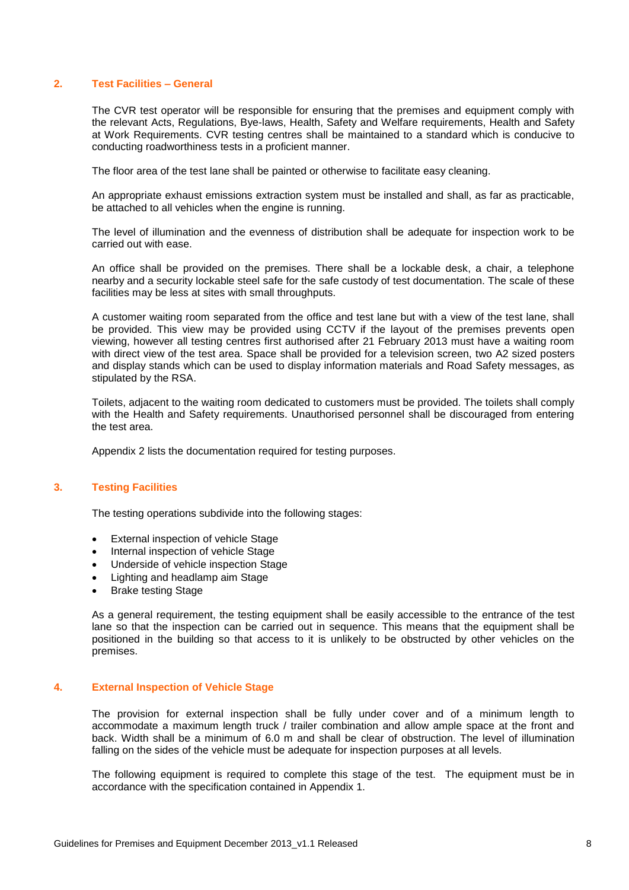## 2. Test Facilities – General

The CVR test operator will be responsible for ensuring that the premises and equipment comply with the relevant Acts, Regulations, Bye-laws, Health, Safety and Welfare requirements, Health and Safety at Work Requirements. CVR testing centres shall be maintained to a standard which is conducive to conducting roadworthiness tests in a proficient manner.

The floor area of the test lane shall be painted or otherwise to facilitate easy cleaning.

An appropriate exhaust emissions extraction system must be installed and shall, as far as practicable, be attached to all vehicles when the engine is running.

The level of illumination and the evenness of distribution shall be adequate for inspection work to be carried out with ease.

An office shall be provided on the premises. There shall be a lockable desk, a chair, a telephone nearby and a security lockable steel safe for the safe custody of test documentation. The scale of these facilities may be less at sites with small throughputs.

A customer waiting room separated from the office and test lane but with a view of the test lane, shall be provided. This view may be provided using CCTV if the layout of the premises prevents open viewing, however all testing centres first authorised after 21 February 2013 must have a waiting room with direct view of the test area. Space shall be provided for a television screen, two A2 sized posters and display stands which can be used to display information materials and Road Safety messages, as stipulated by the RSA.

Toilets, adjacent to the waiting room dedicated to customers must be provided. The toilets shall comply with the Health and Safety requirements. Unauthorised personnel shall be discouraged from entering the test area.

Appendix 2 lists the documentation required for testing purposes.

## 3. Testing Facilities

The testing operations subdivide into the following stages:

- External inspection of vehicle Stage
- Internal inspection of vehicle Stage
- Underside of vehicle inspection Stage
- Lighting and headlamp aim Stage
- Brake testing Stage

As a general requirement, the testing equipment shall be easily accessible to the entrance of the test lane so that the inspection can be carried out in sequence. This means that the equipment shall be positioned in the building so that access to it is unlikely to be obstructed by other vehicles on the premises.

## 4. External Inspection of Vehicle Stage

The provision for external inspection shall be fully under cover and of a minimum length to accommodate a maximum length truck / trailer combination and allow ample space at the front and back. Width shall be a minimum of 6.0 m and shall be clear of obstruction. The level of illumination falling on the sides of the vehicle must be adequate for inspection purposes at all levels.

The following equipment is required to complete this stage of the test. The equipment must be in accordance with the specification contained in Appendix 1.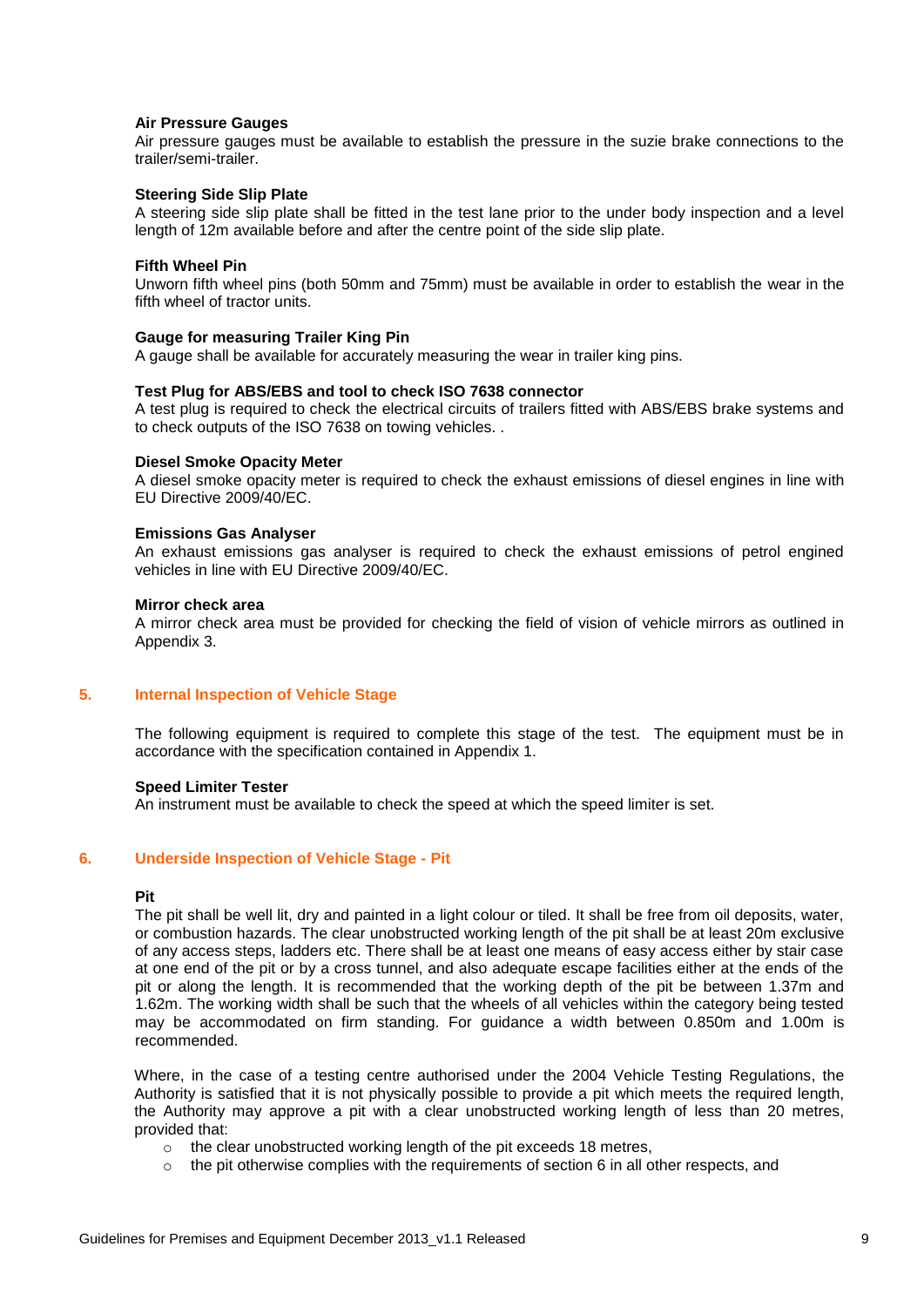**Air Pressure Gauges**

Air pressure gauges must be available to establish the pressure in the suzie brake connections to the trailer/semi-trailer.

**Steering Side Slip Plate**

A steering side slip plate shall be fitted in the test lane prior to the under body inspection and a level length of 12m available before and after the centre point of the side slip plate.

**Fifth Wheel Pin**

Unworn fifth wheel pins (both 50mm and 75mm) must be available in order to establish the wear in the fifth wheel of tractor units.

**Gauge for measuring Trailer King Pin**

A gauge shall be available for accurately measuring the wear in trailer king pins.

**Test Plug for ABS/EBS and tool to check ISO 7638 connector**

A test plug is required to check the electrical circuits of trailers fitted with ABS/EBS brake systems and to check outputs of the ISO 7638 on towing vehicles. .

**Diesel Smoke Opacity Meter**

A diesel smoke opacity meter is required to check the exhaust emissions of diesel engines in line with EU Directive 2009/40/EC.

**Emissions Gas Analyser**

An exhaust emissions gas analyser is required to check the exhaust emissions of petrol engined vehicles in line with EU Directive 2009/40/EC.

**Mirror check area**

A mirror check area must be provided for checking the field of vision of vehicle mirrors as outlined in Appendix 3.

## 5. Internal Inspection of Vehicle Stage

The following equipment is required to complete this stage of the test. The equipment must be in accordance with the specification contained in Appendix 1.

**Speed Limiter Tester**

An instrument must be available to check the speed at which the speed limiter is set.

## 6. Underside Inspection of Vehicle Stage - Pit

**Pit**

The pit shall be well lit, dry and painted in a light colour or tiled. It shall be free from oil deposits, water, or combustion hazards. The clear unobstructed working length of the pit shall be at least 20m exclusive of any access steps, ladders etc. There shall be at least one means of easy access either by stair case at one end of the pit or by a cross tunnel, and also adequate escape facilities either at the ends of the pit or along the length. It is recommended that the working depth of the pit be between 1.37m and 1.62m. The working width shall be such that the wheels of all vehicles within the category being tested may be accommodated on firm standing. For guidance a width between 0.850m and 1.00m is recommended.

Where, in the case of a testing centre authorised under the 2004 Vehicle Testing Regulations, the Authority is satisfied that it is not physically possible to provide a pit which meets the required length, the Authority may approve a pit with a clear unobstructed working length of less than 20 metres, provided that:

- the clear unobstructed working length of the pit exceeds 18 metres,
- the pit otherwise complies with the requirements of section 6 in all other respects, and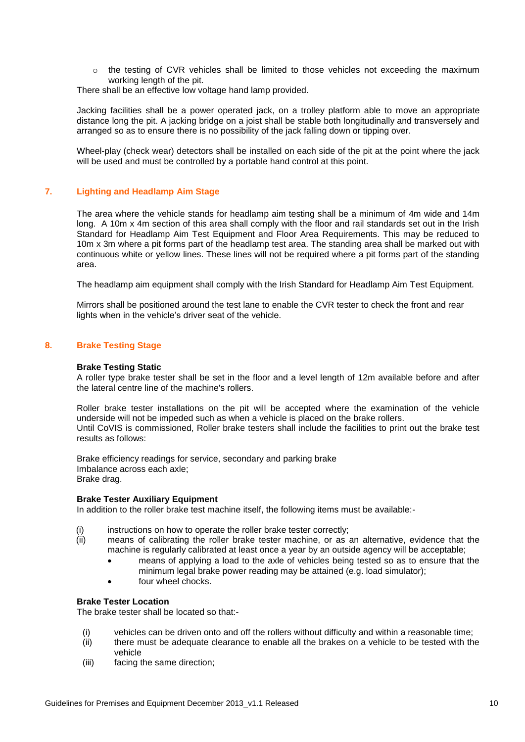- the testing of CVR vehicles shall be limited to those vehicles not exceeding the maximum working length of the pit.

There shall be an effective low voltage hand lamp provided.

Jacking facilities shall be a power operated jack, on a trolley platform able to move an appropriate distance long the pit. A jacking bridge on a joist shall be stable both longitudinally and transversely and arranged so as to ensure there is no possibility of the jack falling down or tipping over.

Wheel-play (check wear) detectors shall be installed on each side of the pit at the point where the jack will be used and must be controlled by a portable hand control at this point.

## 7. Lighting and Headlamp Aim Stage

The area where the vehicle stands for headlamp aim testing shall be a minimum of 4m wide and 14m long. A 10m x 4m section of this area shall comply with the floor and rail standards set out in the Irish Standard for Headlamp Aim Test Equipment and Floor Area Requirements. This may be reduced to 10m x 3m where a pit forms part of the headlamp test area. The standing area shall be marked out with continuous white or yellow lines. These lines will not be required where a pit forms part of the standing area.

The headlamp aim equipment shall comply with the Irish Standard for Headlamp Aim Test Equipment.

Mirrors shall be positioned around the test lane to enable the CVR tester to check the front and rear lights when in the vehicle's driver seat of the vehicle.

## 8. Brake Testing Stage

**Brake Testing Static**

A roller type brake tester shall be set in the floor and a level length of 12m available before and after the lateral centre line of the machine's rollers.

Roller brake tester installations on the pit will be accepted where the examination of the vehicle underside will not be impeded such as when a vehicle is placed on the brake rollers.
Until CoVIS is commissioned, Roller brake testers shall include the facilities to print out the brake test results as follows:

Brake efficiency readings for service, secondary and parking brake
Imbalance across each axle;
Brake drag.

**Brake Tester Auxiliary Equipment**

In addition to the roller brake test machine itself, the following items must be available:-

(i) instructions on how to operate the roller brake tester correctly;
(ii) means of calibrating the roller brake tester machine, or as an alternative, evidence that the machine is regularly calibrated at least once a year by an outside agency will be acceptable;
  - means of applying a load to the axle of vehicles being tested so as to ensure that the minimum legal brake power reading may be attained (e.g. load simulator);
  - four wheel chocks.

**Brake Tester Location**

The brake tester shall be located so that:-

(i) vehicles can be driven onto and off the rollers without difficulty and within a reasonable time;
(ii) there must be adequate clearance to enable all the brakes on a vehicle to be tested with the vehicle
(iii) facing the same direction;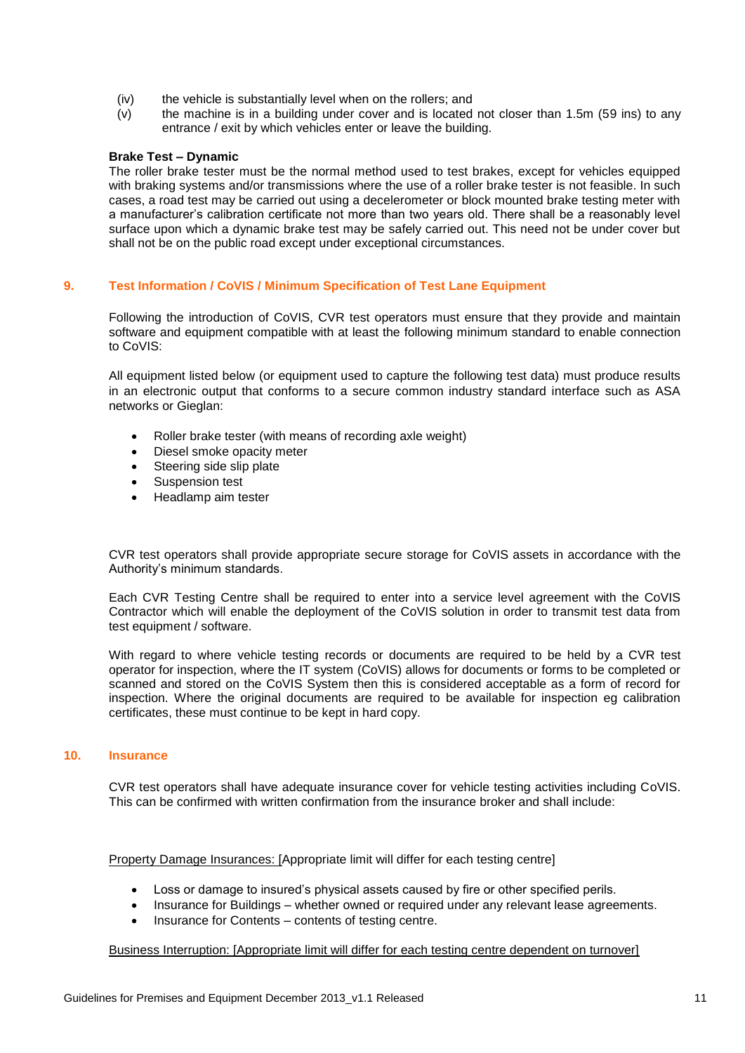(iv) the vehicle is substantially level when on the rollers; and

(v) the machine is in a building under cover and is located not closer than 1.5m (59 ins) to any entrance / exit by which vehicles enter or leave the building.

**Brake Test – Dynamic**

The roller brake tester must be the normal method used to test brakes, except for vehicles equipped with braking systems and/or transmissions where the use of a roller brake tester is not feasible. In such cases, a road test may be carried out using a decelerometer or block mounted brake testing meter with a manufacturer's calibration certificate not more than two years old. There shall be a reasonably level surface upon which a dynamic brake test may be safely carried out. This need not be under cover but shall not be on the public road except under exceptional circumstances.

## 9. Test Information / CoVIS / Minimum Specification of Test Lane Equipment

Following the introduction of CoVIS, CVR test operators must ensure that they provide and maintain software and equipment compatible with at least the following minimum standard to enable connection to CoVIS:

All equipment listed below (or equipment used to capture the following test data) must produce results in an electronic output that conforms to a secure common industry standard interface such as ASA networks or Gieglan:

- Roller brake tester (with means of recording axle weight)
- Diesel smoke opacity meter
- Steering side slip plate
- Suspension test
- Headlamp aim tester

CVR test operators shall provide appropriate secure storage for CoVIS assets in accordance with the Authority's minimum standards.

Each CVR Testing Centre shall be required to enter into a service level agreement with the CoVIS Contractor which will enable the deployment of the CoVIS solution in order to transmit test data from test equipment / software.

With regard to where vehicle testing records or documents are required to be held by a CVR test operator for inspection, where the IT system (CoVIS) allows for documents or forms to be completed or scanned and stored on the CoVIS System then this is considered acceptable as a form of record for inspection. Where the original documents are required to be available for inspection eg calibration certificates, these must continue to be kept in hard copy.

## 10. Insurance

CVR test operators shall have adequate insurance cover for vehicle testing activities including CoVIS. This can be confirmed with written confirmation from the insurance broker and shall include:

Property Damage Insurances: [Appropriate limit will differ for each testing centre]

- Loss or damage to insured's physical assets caused by fire or other specified perils.
- Insurance for Buildings – whether owned or required under any relevant lease agreements.
- Insurance for Contents – contents of testing centre.

Business Interruption: [Appropriate limit will differ for each testing centre dependent on turnover]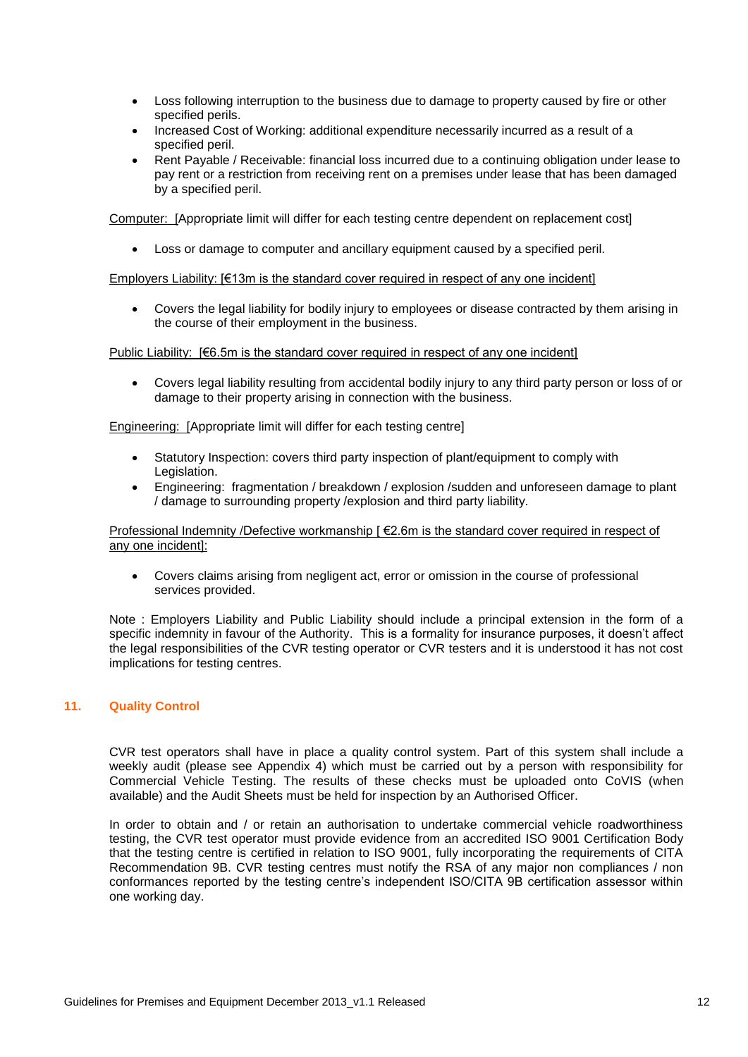- Loss following interruption to the business due to damage to property caused by fire or other specified perils.
- Increased Cost of Working: additional expenditure necessarily incurred as a result of a specified peril.
- Rent Payable / Receivable: financial loss incurred due to a continuing obligation under lease to pay rent or a restriction from receiving rent on a premises under lease that has been damaged by a specified peril.

Computer: [Appropriate limit will differ for each testing centre dependent on replacement cost]

- Loss or damage to computer and ancillary equipment caused by a specified peril.

Employers Liability: [€13m is the standard cover required in respect of any one incident]

- Covers the legal liability for bodily injury to employees or disease contracted by them arising in the course of their employment in the business.

Public Liability: [€6.5m is the standard cover required in respect of any one incident]

- Covers legal liability resulting from accidental bodily injury to any third party person or loss of or damage to their property arising in connection with the business.

Engineering: [Appropriate limit will differ for each testing centre]

- Statutory Inspection: covers third party inspection of plant/equipment to comply with Legislation.
- Engineering: fragmentation / breakdown / explosion /sudden and unforeseen damage to plant / damage to surrounding property /explosion and third party liability.

Professional Indemnity /Defective workmanship [ €2.6m is the standard cover required in respect of any one incident]:

- Covers claims arising from negligent act, error or omission in the course of professional services provided.

Note : Employers Liability and Public Liability should include a principal extension in the form of a specific indemnity in favour of the Authority. This is a formality for insurance purposes, it doesn't affect the legal responsibilities of the CVR testing operator or CVR testers and it is understood it has not cost implications for testing centres.

## 11. Quality Control

CVR test operators shall have in place a quality control system. Part of this system shall include a weekly audit (please see Appendix 4) which must be carried out by a person with responsibility for Commercial Vehicle Testing. The results of these checks must be uploaded onto CoVIS (when available) and the Audit Sheets must be held for inspection by an Authorised Officer.

In order to obtain and / or retain an authorisation to undertake commercial vehicle roadworthiness testing, the CVR test operator must provide evidence from an accredited ISO 9001 Certification Body that the testing centre is certified in relation to ISO 9001, fully incorporating the requirements of CITA Recommendation 9B. CVR testing centres must notify the RSA of any major non compliances / non conformances reported by the testing centre's independent ISO/CITA 9B certification assessor within one working day.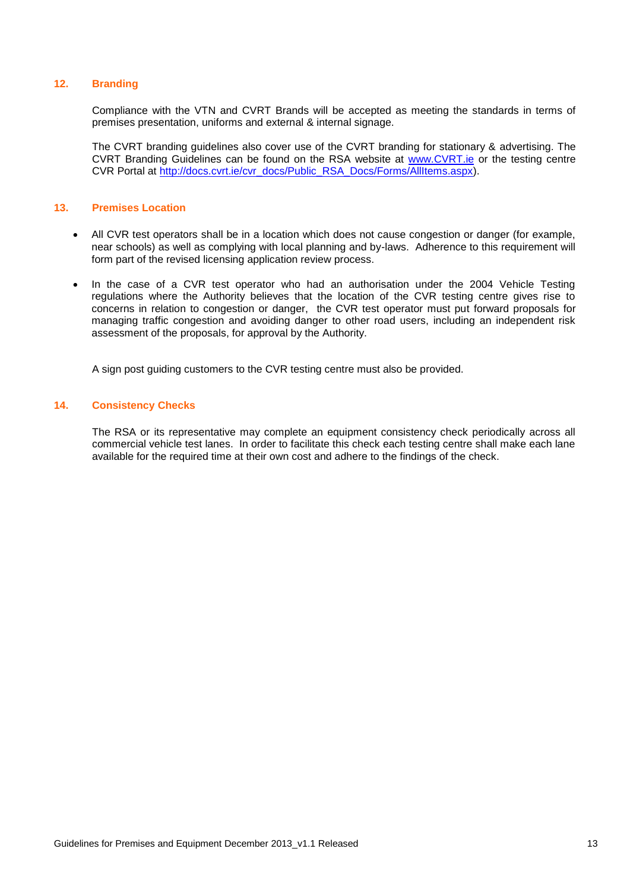## 12. Branding

Compliance with the VTN and CVRT Brands will be accepted as meeting the standards in terms of premises presentation, uniforms and external & internal signage.

The CVRT branding guidelines also cover use of the CVRT branding for stationary & advertising. The CVRT Branding Guidelines can be found on the RSA website at [www.CVRT.ie](http://www.CVRT.ie) or the testing centre CVR Portal at [http://docs.cvrt.ie/cvr_docs/Public_RSA_Docs/Forms/AllItems.aspx](http://docs.cvrt.ie/cvr_docs/Public_RSA_Docs/Forms/AllItems.aspx)).

## 13. Premises Location

- All CVR test operators shall be in a location which does not cause congestion or danger (for example, near schools) as well as complying with local planning and by-laws. Adherence to this requirement will form part of the revised licensing application review process.
- In the case of a CVR test operator who had an authorisation under the 2004 Vehicle Testing regulations where the Authority believes that the location of the CVR testing centre gives rise to concerns in relation to congestion or danger, the CVR test operator must put forward proposals for managing traffic congestion and avoiding danger to other road users, including an independent risk assessment of the proposals, for approval by the Authority.

A sign post guiding customers to the CVR testing centre must also be provided.

## 14. Consistency Checks

The RSA or its representative may complete an equipment consistency check periodically across all commercial vehicle test lanes. In order to facilitate this check each testing centre shall make each lane available for the required time at their own cost and adhere to the findings of the check.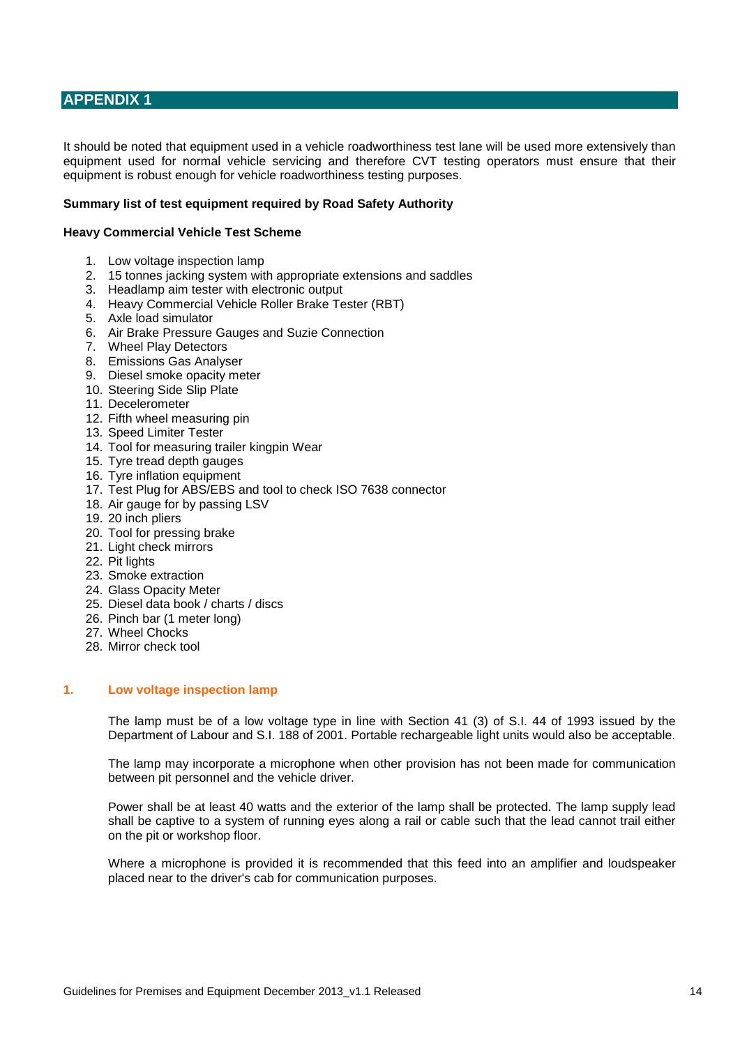# APPENDIX 1

It should be noted that equipment used in a vehicle roadworthiness test lane will be used more extensively than equipment used for normal vehicle servicing and therefore CVT testing operators must ensure that their equipment is robust enough for vehicle roadworthiness testing purposes.

**Summary list of test equipment required by Road Safety Authority**

**Heavy Commercial Vehicle Test Scheme**

1. Low voltage inspection lamp
2. 15 tonnes jacking system with appropriate extensions and saddles
3. Headlamp aim tester with electronic output
4. Heavy Commercial Vehicle Roller Brake Tester (RBT)
5. Axle load simulator
6. Air Brake Pressure Gauges and Suzie Connection
7. Wheel Play Detectors
8. Emissions Gas Analyser
9. Diesel smoke opacity meter
10. Steering Side Slip Plate
11. Decelerometer
12. Fifth wheel measuring pin
13. Speed Limiter Tester
14. Tool for measuring trailer kingpin Wear
15. Tyre tread depth gauges
16. Tyre inflation equipment
17. Test Plug for ABS/EBS and tool to check ISO 7638 connector
18. Air gauge for by passing LSV
19. 20 inch pliers
20. Tool for pressing brake
21. Light check mirrors
22. Pit lights
23. Smoke extraction
24. Glass Opacity Meter
25. Diesel data book / charts / discs
26. Pinch bar (1 meter long)
27. Wheel Chocks
28. Mirror check tool

## 1. Low voltage inspection lamp

The lamp must be of a low voltage type in line with Section 41 (3) of S.I. 44 of 1993 issued by the Department of Labour and S.I. 188 of 2001. Portable rechargeable light units would also be acceptable.

The lamp may incorporate a microphone when other provision has not been made for communication between pit personnel and the vehicle driver.

Power shall be at least 40 watts and the exterior of the lamp shall be protected. The lamp supply lead shall be captive to a system of running eyes along a rail or cable such that the lead cannot trail either on the pit or workshop floor.

Where a microphone is provided it is recommended that this feed into an amplifier and loudspeaker placed near to the driver's cab for communication purposes.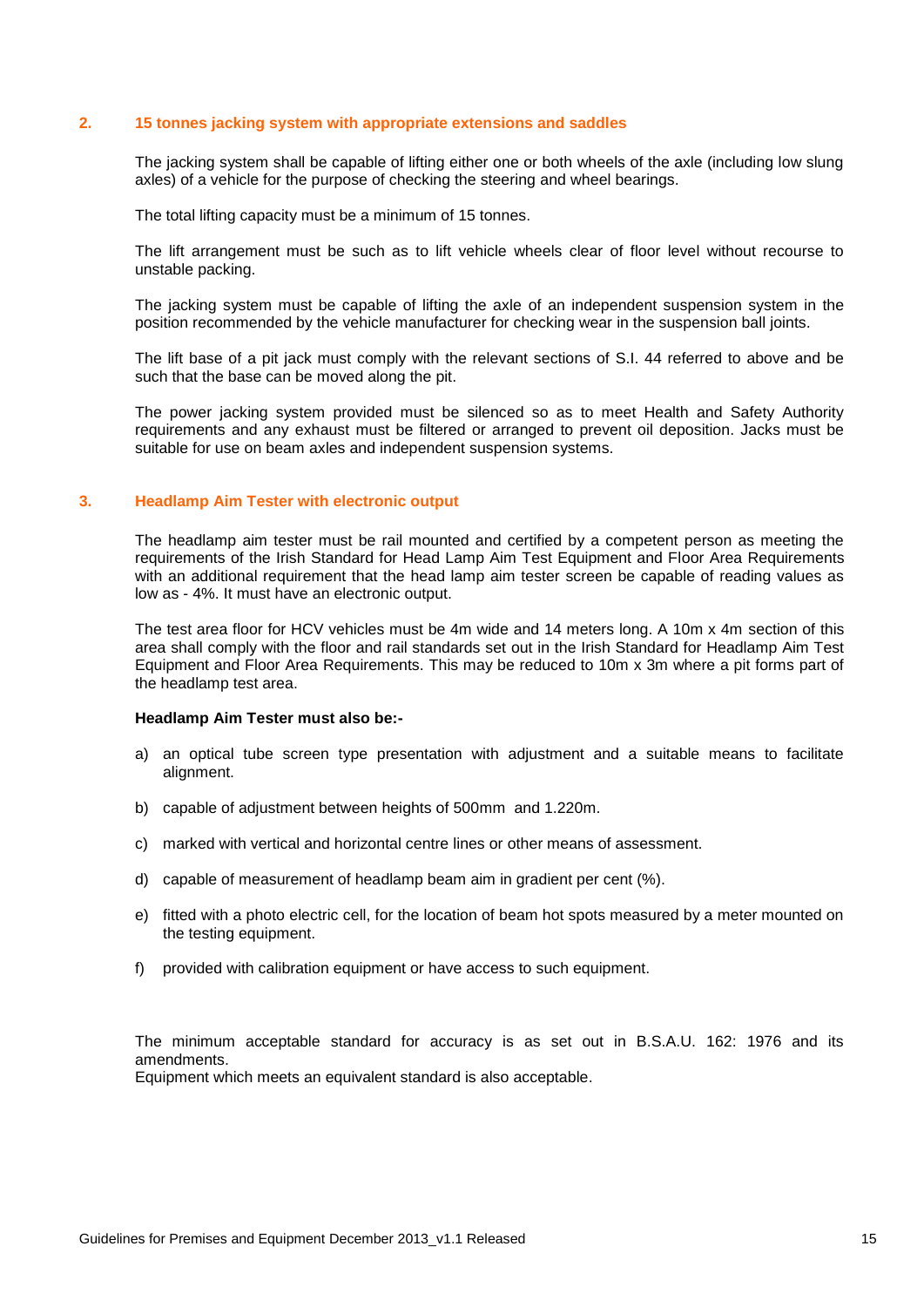## 2. 15 tonnes jacking system with appropriate extensions and saddles

The jacking system shall be capable of lifting either one or both wheels of the axle (including low slung axles) of a vehicle for the purpose of checking the steering and wheel bearings.

The total lifting capacity must be a minimum of 15 tonnes.

The lift arrangement must be such as to lift vehicle wheels clear of floor level without recourse to unstable packing.

The jacking system must be capable of lifting the axle of an independent suspension system in the position recommended by the vehicle manufacturer for checking wear in the suspension ball joints.

The lift base of a pit jack must comply with the relevant sections of S.I. 44 referred to above and be such that the base can be moved along the pit.

The power jacking system provided must be silenced so as to meet Health and Safety Authority requirements and any exhaust must be filtered or arranged to prevent oil deposition. Jacks must be suitable for use on beam axles and independent suspension systems.

## 3. Headlamp Aim Tester with electronic output

The headlamp aim tester must be rail mounted and certified by a competent person as meeting the requirements of the Irish Standard for Head Lamp Aim Test Equipment and Floor Area Requirements with an additional requirement that the head lamp aim tester screen be capable of reading values as low as - 4%. It must have an electronic output.

The test area floor for HCV vehicles must be 4m wide and 14 meters long. A 10m x 4m section of this area shall comply with the floor and rail standards set out in the Irish Standard for Headlamp Aim Test Equipment and Floor Area Requirements. This may be reduced to 10m x 3m where a pit forms part of the headlamp test area.

**Headlamp Aim Tester must also be:-**

a) an optical tube screen type presentation with adjustment and a suitable means to facilitate alignment.

b) capable of adjustment between heights of 500mm and 1.220m.

c) marked with vertical and horizontal centre lines or other means of assessment.

d) capable of measurement of headlamp beam aim in gradient per cent (%).

e) fitted with a photo electric cell, for the location of beam hot spots measured by a meter mounted on the testing equipment.

f) provided with calibration equipment or have access to such equipment.

The minimum acceptable standard for accuracy is as set out in B.S.A.U. 162: 1976 and its amendments.
Equipment which meets an equivalent standard is also acceptable.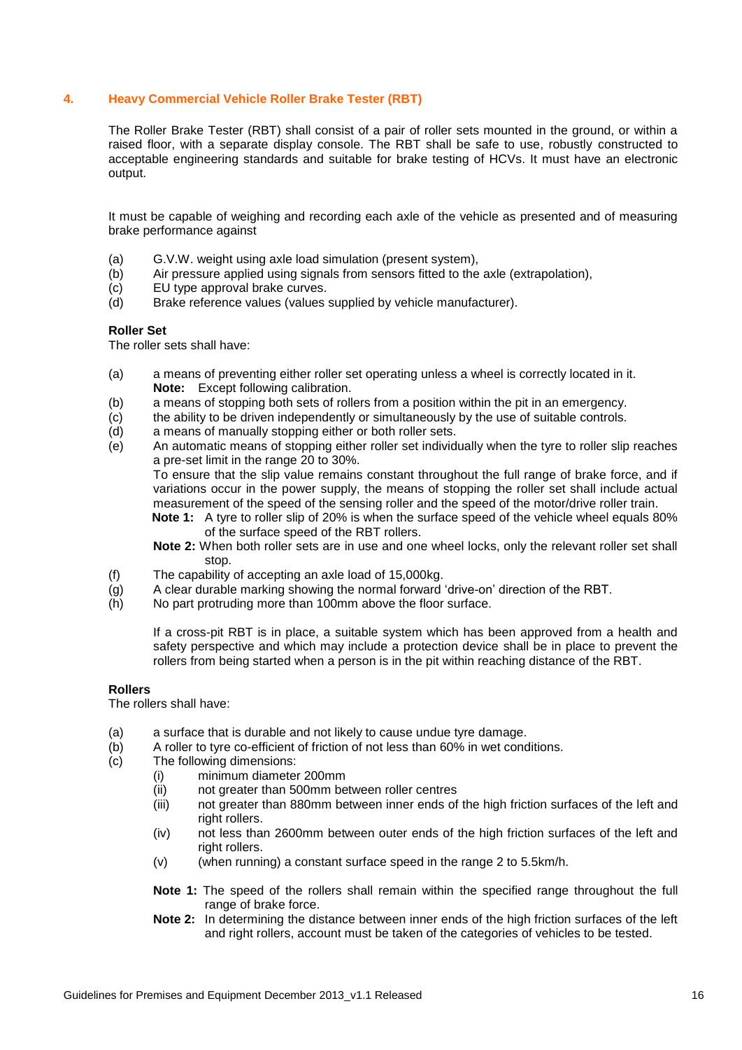## 4. Heavy Commercial Vehicle Roller Brake Tester (RBT)

The Roller Brake Tester (RBT) shall consist of a pair of roller sets mounted in the ground, or within a raised floor, with a separate display console. The RBT shall be safe to use, robustly constructed to acceptable engineering standards and suitable for brake testing of HCVs. It must have an electronic output.

It must be capable of weighing and recording each axle of the vehicle as presented and of measuring brake performance against

- (a) G.V.W. weight using axle load simulation (present system),
- (b) Air pressure applied using signals from sensors fitted to the axle (extrapolation),
- (c) EU type approval brake curves.
- (d) Brake reference values (values supplied by vehicle manufacturer).

**Roller Set**

The roller sets shall have:

- (a) a means of preventing either roller set operating unless a wheel is correctly located in it.
  **Note:** Except following calibration.
- (b) a means of stopping both sets of rollers from a position within the pit in an emergency.
- (c) the ability to be driven independently or simultaneously by the use of suitable controls.
- (d) a means of manually stopping either or both roller sets.
- (e) An automatic means of stopping either roller set individually when the tyre to roller slip reaches a pre-set limit in the range 20 to 30%.
  To ensure that the slip value remains constant throughout the full range of brake force, and if variations occur in the power supply, the means of stopping the roller set shall include actual measurement of the speed of the sensing roller and the speed of the motor/drive roller train.
  **Note 1:** A tyre to roller slip of 20% is when the surface speed of the vehicle wheel equals 80% of the surface speed of the RBT rollers.
  **Note 2:** When both roller sets are in use and one wheel locks, only the relevant roller set shall stop.
- (f) The capability of accepting an axle load of 15,000kg.
- (g) A clear durable marking showing the normal forward 'drive-on' direction of the RBT.
- (h) No part protruding more than 100mm above the floor surface.

  If a cross-pit RBT is in place, a suitable system which has been approved from a health and safety perspective and which may include a protection device shall be in place to prevent the rollers from being started when a person is in the pit within reaching distance of the RBT.

**Rollers**

The rollers shall have:

- (a) a surface that is durable and not likely to cause undue tyre damage.
- (b) A roller to tyre co-efficient of friction of not less than 60% in wet conditions.
- (c) The following dimensions:
  - (i) minimum diameter 200mm
  - (ii) not greater than 500mm between roller centres
  - (iii) not greater than 880mm between inner ends of the high friction surfaces of the left and right rollers.
  - (iv) not less than 2600mm between outer ends of the high friction surfaces of the left and right rollers.
  - (v) (when running) a constant surface speed in the range 2 to 5.5km/h.

  **Note 1:** The speed of the rollers shall remain within the specified range throughout the full range of brake force.

  **Note 2:** In determining the distance between inner ends of the high friction surfaces of the left and right rollers, account must be taken of the categories of vehicles to be tested.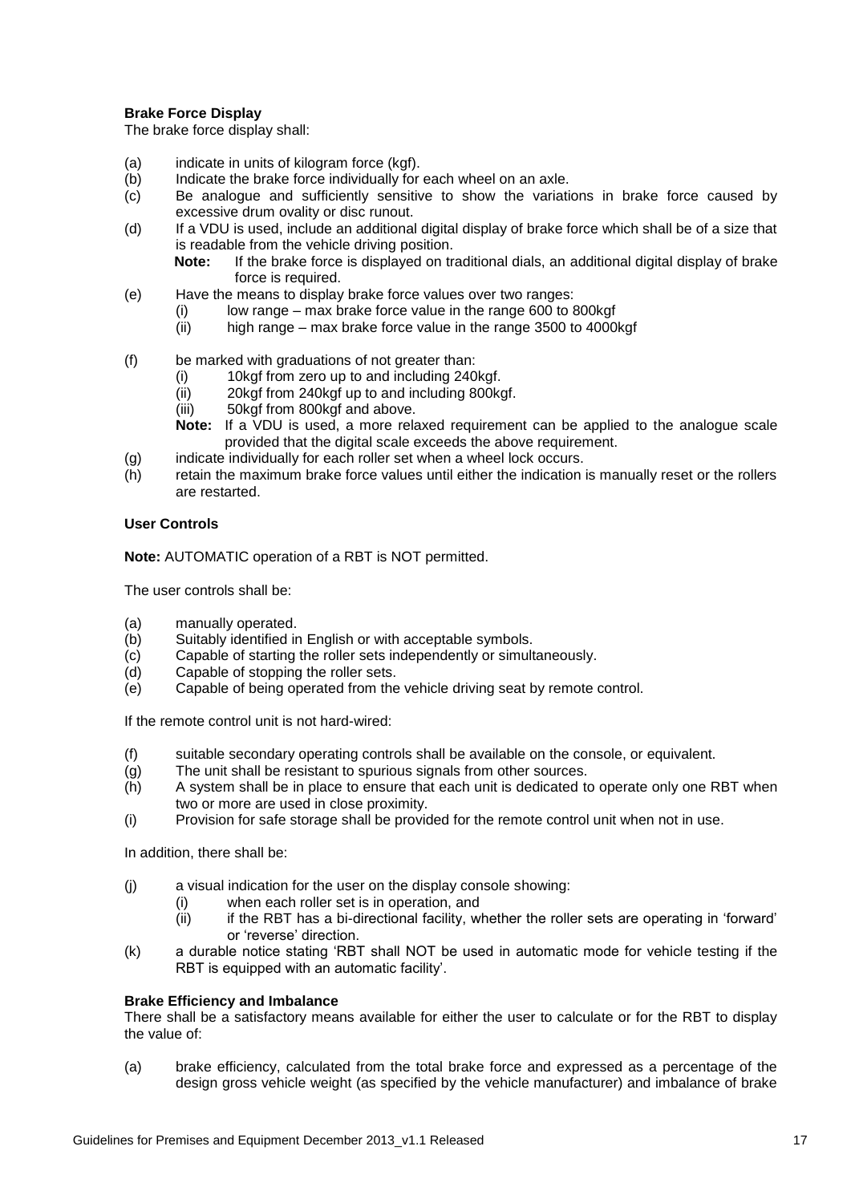**Brake Force Display**

The brake force display shall:

- (a) indicate in units of kilogram force (kgf).
- (b) Indicate the brake force individually for each wheel on an axle.
- (c) Be analogue and sufficiently sensitive to show the variations in brake force caused by excessive drum ovality or disc runout.
- (d) If a VDU is used, include an additional digital display of brake force which shall be of a size that is readable from the vehicle driving position.

  **Note:** If the brake force is displayed on traditional dials, an additional digital display of brake force is required.
- (e) Have the means to display brake force values over two ranges:
  - (i) low range – max brake force value in the range 600 to 800kgf
  - (ii) high range – max brake force value in the range 3500 to 4000kgf
- (f) be marked with graduations of not greater than:
  - (i) 10kgf from zero up to and including 240kgf.
  - (ii) 20kgf from 240kgf up to and including 800kgf.
  - (iii) 50kgf from 800kgf and above.

  **Note:** If a VDU is used, a more relaxed requirement can be applied to the analogue scale provided that the digital scale exceeds the above requirement.
- (g) indicate individually for each roller set when a wheel lock occurs.
- (h) retain the maximum brake force values until either the indication is manually reset or the rollers are restarted.

**User Controls**

**Note:** AUTOMATIC operation of a RBT is NOT permitted.

The user controls shall be:

- (a) manually operated.
- (b) Suitably identified in English or with acceptable symbols.
- (c) Capable of starting the roller sets independently or simultaneously.
- (d) Capable of stopping the roller sets.
- (e) Capable of being operated from the vehicle driving seat by remote control.

If the remote control unit is not hard-wired:

- (f) suitable secondary operating controls shall be available on the console, or equivalent.
- (g) The unit shall be resistant to spurious signals from other sources.
- (h) A system shall be in place to ensure that each unit is dedicated to operate only one RBT when two or more are used in close proximity.
- (i) Provision for safe storage shall be provided for the remote control unit when not in use.

In addition, there shall be:

- (j) a visual indication for the user on the display console showing:
  - (i) when each roller set is in operation, and
  - (ii) if the RBT has a bi-directional facility, whether the roller sets are operating in 'forward' or 'reverse' direction.
- (k) a durable notice stating 'RBT shall NOT be used in automatic mode for vehicle testing if the RBT is equipped with an automatic facility'.

**Brake Efficiency and Imbalance**

There shall be a satisfactory means available for either the user to calculate or for the RBT to display the value of:

- (a) brake efficiency, calculated from the total brake force and expressed as a percentage of the design gross vehicle weight (as specified by the vehicle manufacturer) and imbalance of brake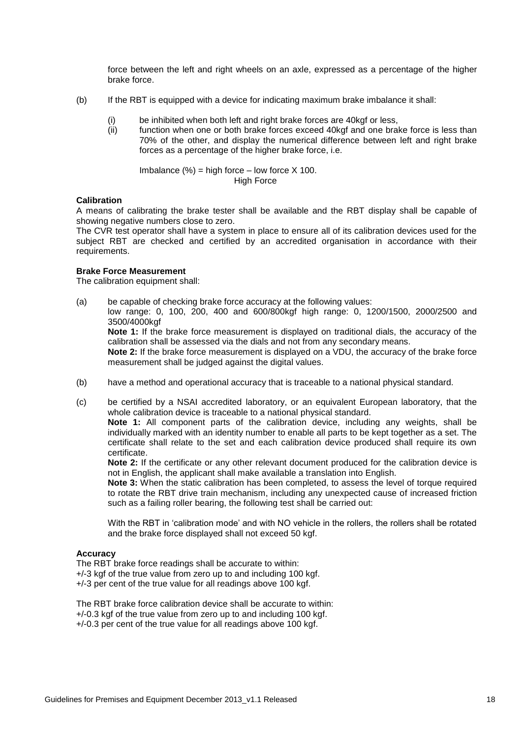force between the left and right wheels on an axle, expressed as a percentage of the higher brake force.

(b) If the RBT is equipped with a device for indicating maximum brake imbalance it shall:

(i) be inhibited when both left and right brake forces are 40kgf or less,

(ii) function when one or both brake forces exceed 40kgf and one brake force is less than 70% of the other, and display the numerical difference between left and right brake forces as a percentage of the higher brake force, i.e.

$$\text{Imbalance (\%)} = \frac{\text{high force} - \text{low force}}{\text{High Force}} \times 100.$$

**Calibration**

A means of calibrating the brake tester shall be available and the RBT display shall be capable of showing negative numbers close to zero.

The CVR test operator shall have a system in place to ensure all of its calibration devices used for the subject RBT are checked and certified by an accredited organisation in accordance with their requirements.

**Brake Force Measurement**

The calibration equipment shall:

(a) be capable of checking brake force accuracy at the following values:
low range: 0, 100, 200, 400 and 600/800kgf high range: 0, 1200/1500, 2000/2500 and 3500/4000kgf
**Note 1:** If the brake force measurement is displayed on traditional dials, the accuracy of the calibration shall be assessed via the dials and not from any secondary means.
**Note 2:** If the brake force measurement is displayed on a VDU, the accuracy of the brake force measurement shall be judged against the digital values.

(b) have a method and operational accuracy that is traceable to a national physical standard.

(c) be certified by a NSAI accredited laboratory, or an equivalent European laboratory, that the whole calibration device is traceable to a national physical standard.
**Note 1:** All component parts of the calibration device, including any weights, shall be individually marked with an identity number to enable all parts to be kept together as a set. The certificate shall relate to the set and each calibration device produced shall require its own certificate.
**Note 2:** If the certificate or any other relevant document produced for the calibration device is not in English, the applicant shall make available a translation into English.
**Note 3:** When the static calibration has been completed, to assess the level of torque required to rotate the RBT drive train mechanism, including any unexpected cause of increased friction such as a failing roller bearing, the following test shall be carried out:

With the RBT in 'calibration mode' and with NO vehicle in the rollers, the rollers shall be rotated and the brake force displayed shall not exceed 50 kgf.

**Accuracy**

The RBT brake force readings shall be accurate to within:
+/-3 kgf of the true value from zero up to and including 100 kgf.
+/-3 per cent of the true value for all readings above 100 kgf.

The RBT brake force calibration device shall be accurate to within:
+/-0.3 kgf of the true value from zero up to and including 100 kgf.
+/-0.3 per cent of the true value for all readings above 100 kgf.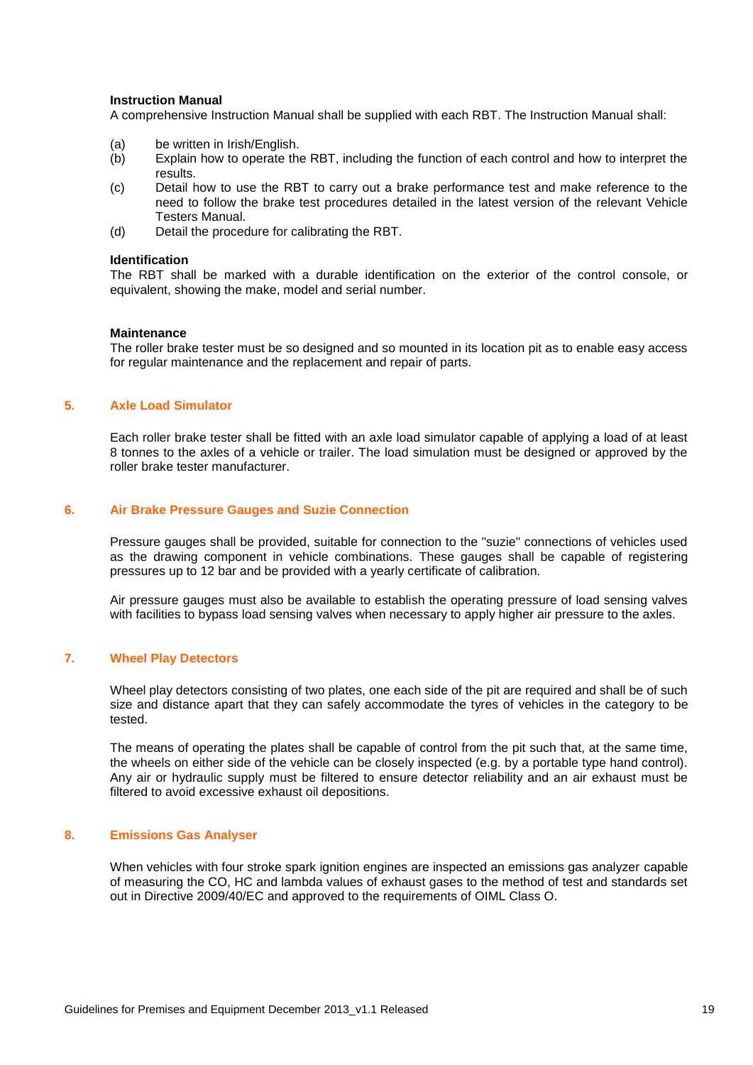**Instruction Manual**

A comprehensive Instruction Manual shall be supplied with each RBT. The Instruction Manual shall:

(a) be written in Irish/English.

(b) Explain how to operate the RBT, including the function of each control and how to interpret the results.

(c) Detail how to use the RBT to carry out a brake performance test and make reference to the need to follow the brake test procedures detailed in the latest version of the relevant Vehicle Testers Manual.

(d) Detail the procedure for calibrating the RBT.

**Identification**

The RBT shall be marked with a durable identification on the exterior of the control console, or equivalent, showing the make, model and serial number.

**Maintenance**

The roller brake tester must be so designed and so mounted in its location pit as to enable easy access for regular maintenance and the replacement and repair of parts.

## 5. Axle Load Simulator

Each roller brake tester shall be fitted with an axle load simulator capable of applying a load of at least 8 tonnes to the axles of a vehicle or trailer. The load simulation must be designed or approved by the roller brake tester manufacturer.

## 6. Air Brake Pressure Gauges and Suzie Connection

Pressure gauges shall be provided, suitable for connection to the "suzie" connections of vehicles used as the drawing component in vehicle combinations. These gauges shall be capable of registering pressures up to 12 bar and be provided with a yearly certificate of calibration.

Air pressure gauges must also be available to establish the operating pressure of load sensing valves with facilities to bypass load sensing valves when necessary to apply higher air pressure to the axles.

## 7. Wheel Play Detectors

Wheel play detectors consisting of two plates, one each side of the pit are required and shall be of such size and distance apart that they can safely accommodate the tyres of vehicles in the category to be tested.

The means of operating the plates shall be capable of control from the pit such that, at the same time, the wheels on either side of the vehicle can be closely inspected (e.g. by a portable type hand control). Any air or hydraulic supply must be filtered to ensure detector reliability and an air exhaust must be filtered to avoid excessive exhaust oil depositions.

## 8. Emissions Gas Analyser

When vehicles with four stroke spark ignition engines are inspected an emissions gas analyzer capable of measuring the CO, HC and lambda values of exhaust gases to the method of test and standards set out in Directive 2009/40/EC and approved to the requirements of OIML Class O.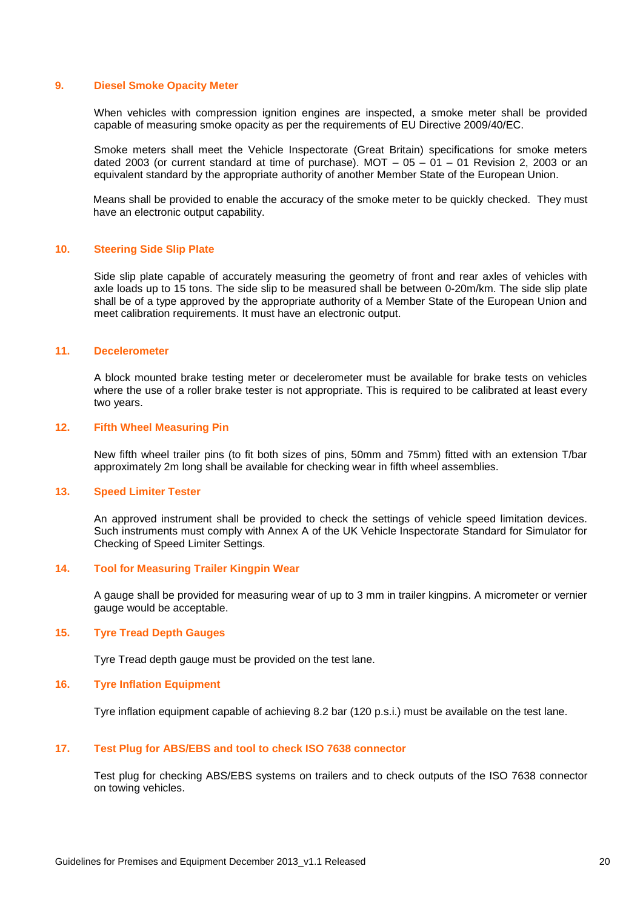## 9. Diesel Smoke Opacity Meter

When vehicles with compression ignition engines are inspected, a smoke meter shall be provided capable of measuring smoke opacity as per the requirements of EU Directive 2009/40/EC.

Smoke meters shall meet the Vehicle Inspectorate (Great Britain) specifications for smoke meters dated 2003 (or current standard at time of purchase). MOT – 05 – 01 – 01 Revision 2, 2003 or an equivalent standard by the appropriate authority of another Member State of the European Union.

Means shall be provided to enable the accuracy of the smoke meter to be quickly checked. They must have an electronic output capability.

## 10. Steering Side Slip Plate

Side slip plate capable of accurately measuring the geometry of front and rear axles of vehicles with axle loads up to 15 tons. The side slip to be measured shall be between 0-20m/km. The side slip plate shall be of a type approved by the appropriate authority of a Member State of the European Union and meet calibration requirements. It must have an electronic output.

## 11. Decelerometer

A block mounted brake testing meter or decelerometer must be available for brake tests on vehicles where the use of a roller brake tester is not appropriate. This is required to be calibrated at least every two years.

## 12. Fifth Wheel Measuring Pin

New fifth wheel trailer pins (to fit both sizes of pins, 50mm and 75mm) fitted with an extension T/bar approximately 2m long shall be available for checking wear in fifth wheel assemblies.

## 13. Speed Limiter Tester

An approved instrument shall be provided to check the settings of vehicle speed limitation devices. Such instruments must comply with Annex A of the UK Vehicle Inspectorate Standard for Simulator for Checking of Speed Limiter Settings.

## 14. Tool for Measuring Trailer Kingpin Wear

A gauge shall be provided for measuring wear of up to 3 mm in trailer kingpins. A micrometer or vernier gauge would be acceptable.

## 15. Tyre Tread Depth Gauges

Tyre Tread depth gauge must be provided on the test lane.

## 16. Tyre Inflation Equipment

Tyre inflation equipment capable of achieving 8.2 bar (120 p.s.i.) must be available on the test lane.

## 17. Test Plug for ABS/EBS and tool to check ISO 7638 connector

Test plug for checking ABS/EBS systems on trailers and to check outputs of the ISO 7638 connector on towing vehicles.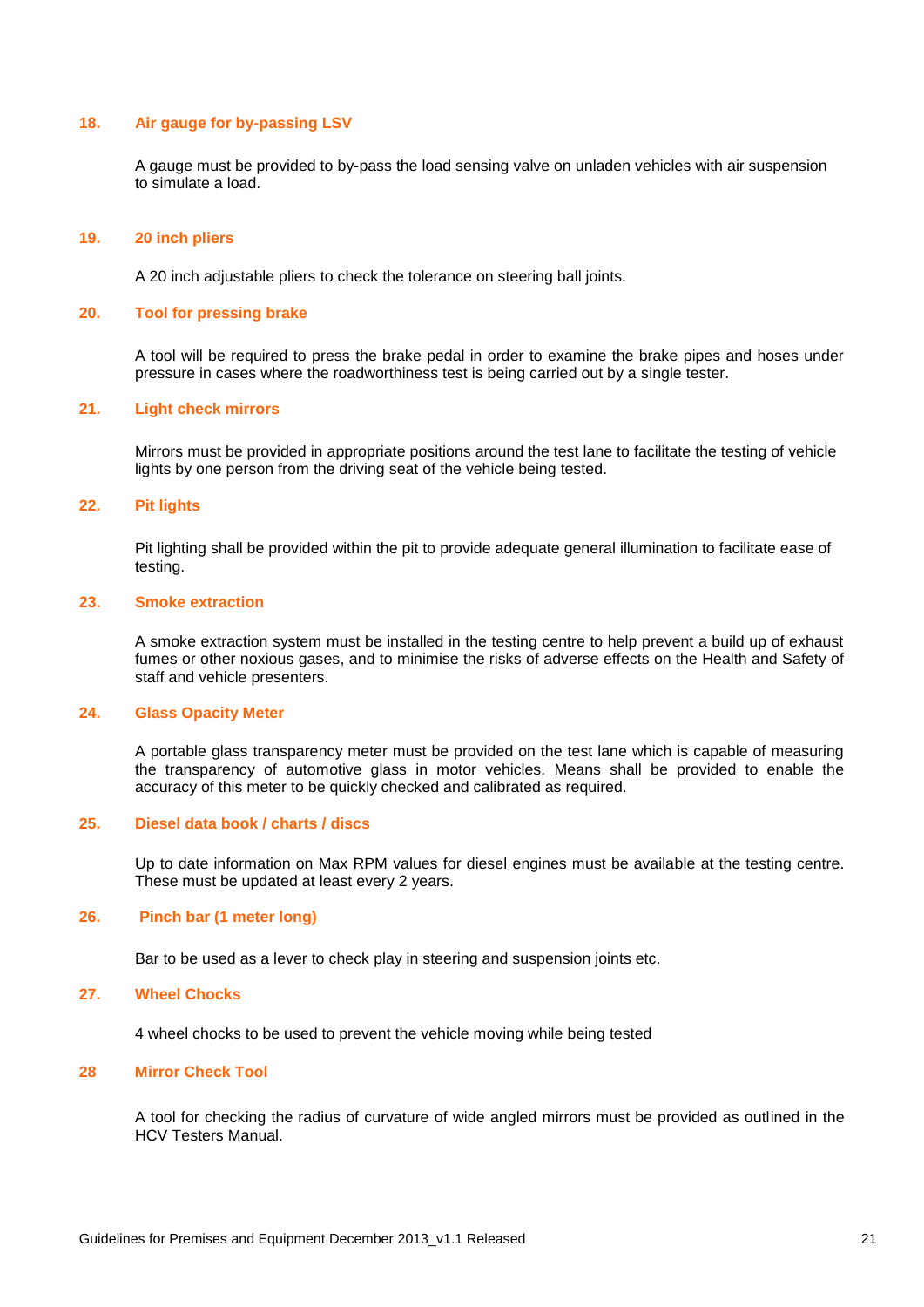### 18. Air gauge for by-passing LSV

A gauge must be provided to by-pass the load sensing valve on unladen vehicles with air suspension to simulate a load.

### 19. 20 inch pliers

A 20 inch adjustable pliers to check the tolerance on steering ball joints.

### 20. Tool for pressing brake

A tool will be required to press the brake pedal in order to examine the brake pipes and hoses under pressure in cases where the roadworthiness test is being carried out by a single tester.

### 21. Light check mirrors

Mirrors must be provided in appropriate positions around the test lane to facilitate the testing of vehicle lights by one person from the driving seat of the vehicle being tested.

### 22. Pit lights

Pit lighting shall be provided within the pit to provide adequate general illumination to facilitate ease of testing.

### 23. Smoke extraction

A smoke extraction system must be installed in the testing centre to help prevent a build up of exhaust fumes or other noxious gases, and to minimise the risks of adverse effects on the Health and Safety of staff and vehicle presenters.

### 24. Glass Opacity Meter

A portable glass transparency meter must be provided on the test lane which is capable of measuring the transparency of automotive glass in motor vehicles. Means shall be provided to enable the accuracy of this meter to be quickly checked and calibrated as required.

### 25. Diesel data book / charts / discs

Up to date information on Max RPM values for diesel engines must be available at the testing centre. These must be updated at least every 2 years.

### 26. Pinch bar (1 meter long)

Bar to be used as a lever to check play in steering and suspension joints etc.

### 27. Wheel Chocks

4 wheel chocks to be used to prevent the vehicle moving while being tested

### 28 Mirror Check Tool

A tool for checking the radius of curvature of wide angled mirrors must be provided as outlined in the HCV Testers Manual.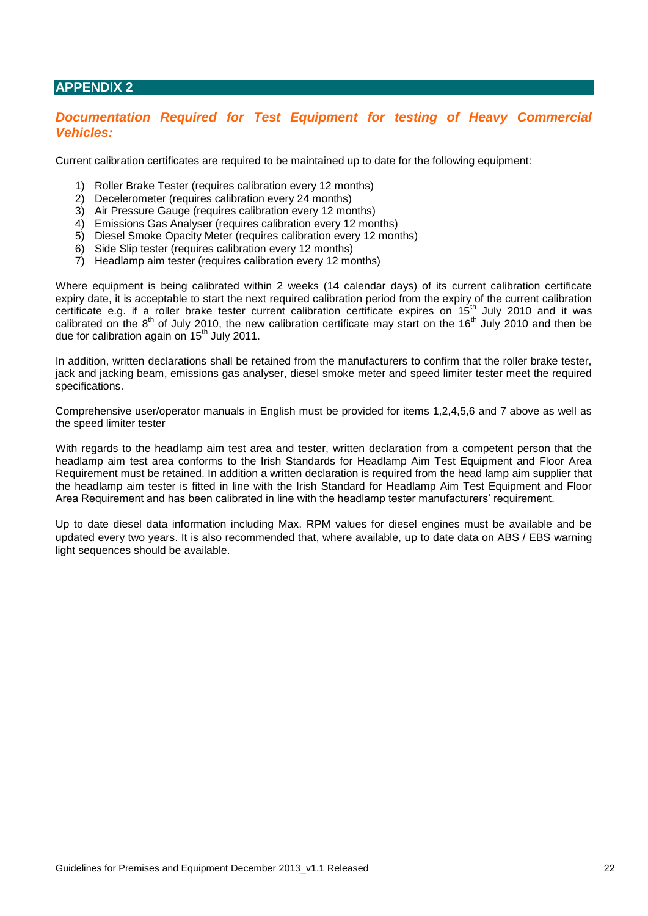## APPENDIX 2

### *Documentation Required for Test Equipment for testing of Heavy Commercial Vehicles:*

Current calibration certificates are required to be maintained up to date for the following equipment:

1) Roller Brake Tester (requires calibration every 12 months)
2) Decelerometer (requires calibration every 24 months)
3) Air Pressure Gauge (requires calibration every 12 months)
4) Emissions Gas Analyser (requires calibration every 12 months)
5) Diesel Smoke Opacity Meter (requires calibration every 12 months)
6) Side Slip tester (requires calibration every 12 months)
7) Headlamp aim tester (requires calibration every 12 months)

Where equipment is being calibrated within 2 weeks (14 calendar days) of its current calibration certificate expiry date, it is acceptable to start the next required calibration period from the expiry of the current calibration certificate e.g. if a roller brake tester current calibration certificate expires on 15th July 2010 and it was calibrated on the 8th of July 2010, the new calibration certificate may start on the 16th July 2010 and then be due for calibration again on 15th July 2011.

In addition, written declarations shall be retained from the manufacturers to confirm that the roller brake tester, jack and jacking beam, emissions gas analyser, diesel smoke meter and speed limiter tester meet the required specifications.

Comprehensive user/operator manuals in English must be provided for items 1,2,4,5,6 and 7 above as well as the speed limiter tester

With regards to the headlamp aim test area and tester, written declaration from a competent person that the headlamp aim test area conforms to the Irish Standards for Headlamp Aim Test Equipment and Floor Area Requirement must be retained. In addition a written declaration is required from the head lamp aim supplier that the headlamp aim tester is fitted in line with the Irish Standard for Headlamp Aim Test Equipment and Floor Area Requirement and has been calibrated in line with the headlamp tester manufacturers' requirement.

Up to date diesel data information including Max. RPM values for diesel engines must be available and be updated every two years. It is also recommended that, where available, up to date data on ABS / EBS warning light sequences should be available.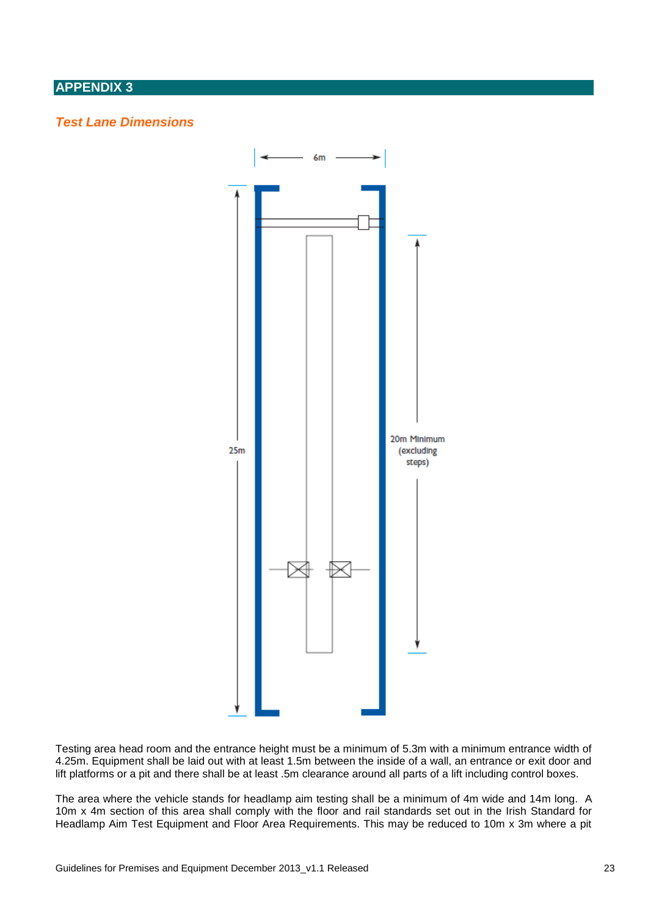## APPENDIX 3

### *Test Lane Dimensions*

6m

25m

20m Minimum (excluding steps)

Testing area head room and the entrance height must be a minimum of 5.3m with a minimum entrance width of 4.25m. Equipment shall be laid out with at least 1.5m between the inside of a wall, an entrance or exit door and lift platforms or a pit and there shall be at least .5m clearance around all parts of a lift including control boxes.

The area where the vehicle stands for headlamp aim testing shall be a minimum of 4m wide and 14m long. A 10m x 4m section of this area shall comply with the floor and rail standards set out in the Irish Standard for Headlamp Aim Test Equipment and Floor Area Requirements. This may be reduced to 10m x 3m where a pit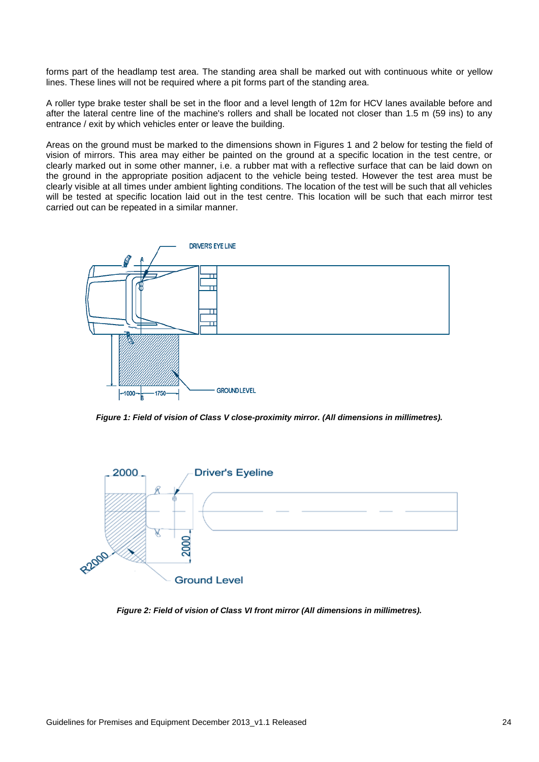forms part of the headlamp test area. The standing area shall be marked out with continuous white or yellow lines. These lines will not be required where a pit forms part of the standing area.

A roller type brake tester shall be set in the floor and a level length of 12m for HCV lanes available before and after the lateral centre line of the machine's rollers and shall be located not closer than 1.5 m (59 ins) to any entrance / exit by which vehicles enter or leave the building.

Areas on the ground must be marked to the dimensions shown in Figures 1 and 2 below for testing the field of vision of mirrors. This area may either be painted on the ground at a specific location in the test centre, or clearly marked out in some other manner, i.e. a rubber mat with a reflective surface that can be laid down on the ground in the appropriate position adjacent to the vehicle being tested. However the test area must be clearly visible at all times under ambient lighting conditions. The location of the test will be such that all vehicles will be tested at specific location laid out in the test centre. This location will be such that each mirror test carried out can be repeated in a similar manner.

***Figure 1: Field of vision of Class V close-proximity mirror. (All dimensions in millimetres).***

***Figure 2: Field of vision of Class VI front mirror (All dimensions in millimetres).***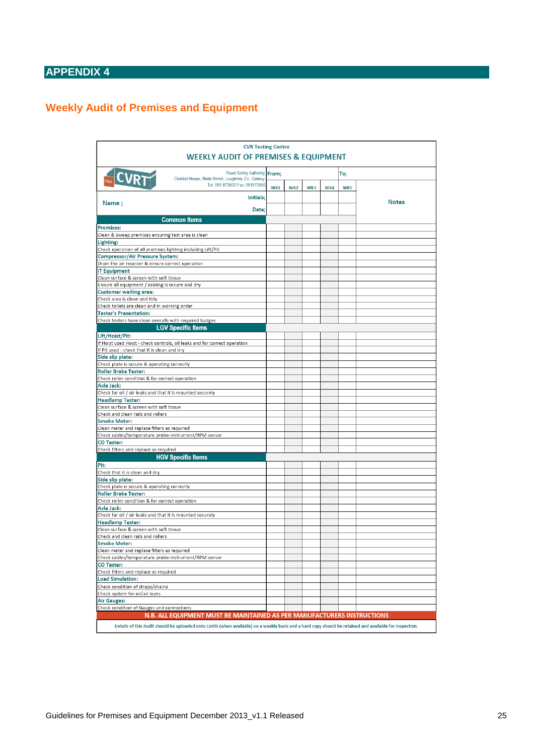# APPENDIX 4

## Weekly Audit of Premises and Equipment

**CVR Testing Centre**

**WEEKLY AUDIT OF PREMISES & EQUIPMENT**

CVRT — Road Safety Authority, Clonfert House, Bride Street, Loughrea, Co. Galway. Tel: 091 872600 Fax: 091872660

| | From; | | | To; | | |
|---|---|---|---|---|---|---|
| | WK1 | WK2 | WK3 | WK4 | WK5 | Notes |
| Name ; Initials; | | | | | | |
| Date; | | | | | | |
| **Common Items** | | | | | | |
| **Premises:** | | | | | | |
| Clean & Sweep premises ensuring test area is clean | | | | | | |
| **Lighting:** | | | | | | |
| Check operation of all premises lighting including Lift/Pit | | | | | | |
| **Compressor/Air Pressure System:** | | | | | | |
| Drain the air receiver & ensure correct operation | | | | | | |
| **IT Equipment** | | | | | | |
| Clean surface & screen with soft tissue | | | | | | |
| Ensure all equipment / cabling is secure and dry | | | | | | |
| **Customer waiting area:** | | | | | | |
| Check area is clean and tidy | | | | | | |
| Check toilets are clean and in working order | | | | | | |
| **Tester's Presentation:** | | | | | | |
| Check testers have clean overalls with required badges | | | | | | |
| **LGV Specific Items** | | | | | | |
| **Lift/Hoist/Pit:** | | | | | | |
| If Hoist used Hoist - check controls, oil leaks and for correct operation | | | | | | |
| If Pit used - check that it is clean and dry | | | | | | |
| **Side slip plate:** | | | | | | |
| Check plate is secure & operating correctly | | | | | | |
| **Roller Brake Tester:** | | | | | | |
| Check roller condition & for correct operation | | | | | | |
| **Axle Jack:** | | | | | | |
| Check for oil / air leaks and that it is mounted securely | | | | | | |
| **Headlamp Tester:** | | | | | | |
| Clean surface & screen with soft tissue | | | | | | |
| Check and clean rails and rollers | | | | | | |
| **Smoke Meter:** | | | | | | |
| Clean meter and replace filters as required | | | | | | |
| Check cables/temperature probe-instrument/RPM sensor | | | | | | |
| **CO Tester:** | | | | | | |
| Check filters and replace as required | | | | | | |
| **HGV Specific Items** | | | | | | |
| **Pit:** | | | | | | |
| Check that it is clean and dry | | | | | | |
| **Side slip plate:** | | | | | | |
| Check plate is secure & operating correctly | | | | | | |
| **Roller Brake Tester:** | | | | | | |
| Check roller condition & for correct operation | | | | | | |
| **Axle Jack:** | | | | | | |
| Check for oil / air leaks and that it is mounted securely | | | | | | |
| **Headlamp Tester:** | | | | | | |
| Clean surface & screen with soft tissue | | | | | | |
| Check and clean rails and rollers | | | | | | |
| **Smoke Meter:** | | | | | | |
| Clean meter and replace filters as required | | | | | | |
| Check cables/temperature probe-instrument/RPM sensor | | | | | | |
| **CO Tester:** | | | | | | |
| Check filters and replace as required | | | | | | |
| **Load Simulation:** | | | | | | |
| Check condition of straps/chains | | | | | | |
| Check system for oil/air leaks | | | | | | |
| **Air Gauges:** | | | | | | |
| Check condition of Gauges and connections | | | | | | |

**N.B. ALL EQUIPMENT MUST BE MAINTAINED AS PER MANUFACTURERS INSTRUCTIONS**

Details of this Audit should be uploaded onto CoVIS (when available) on a weekly basis and a hard copy should be retained and available for inspection.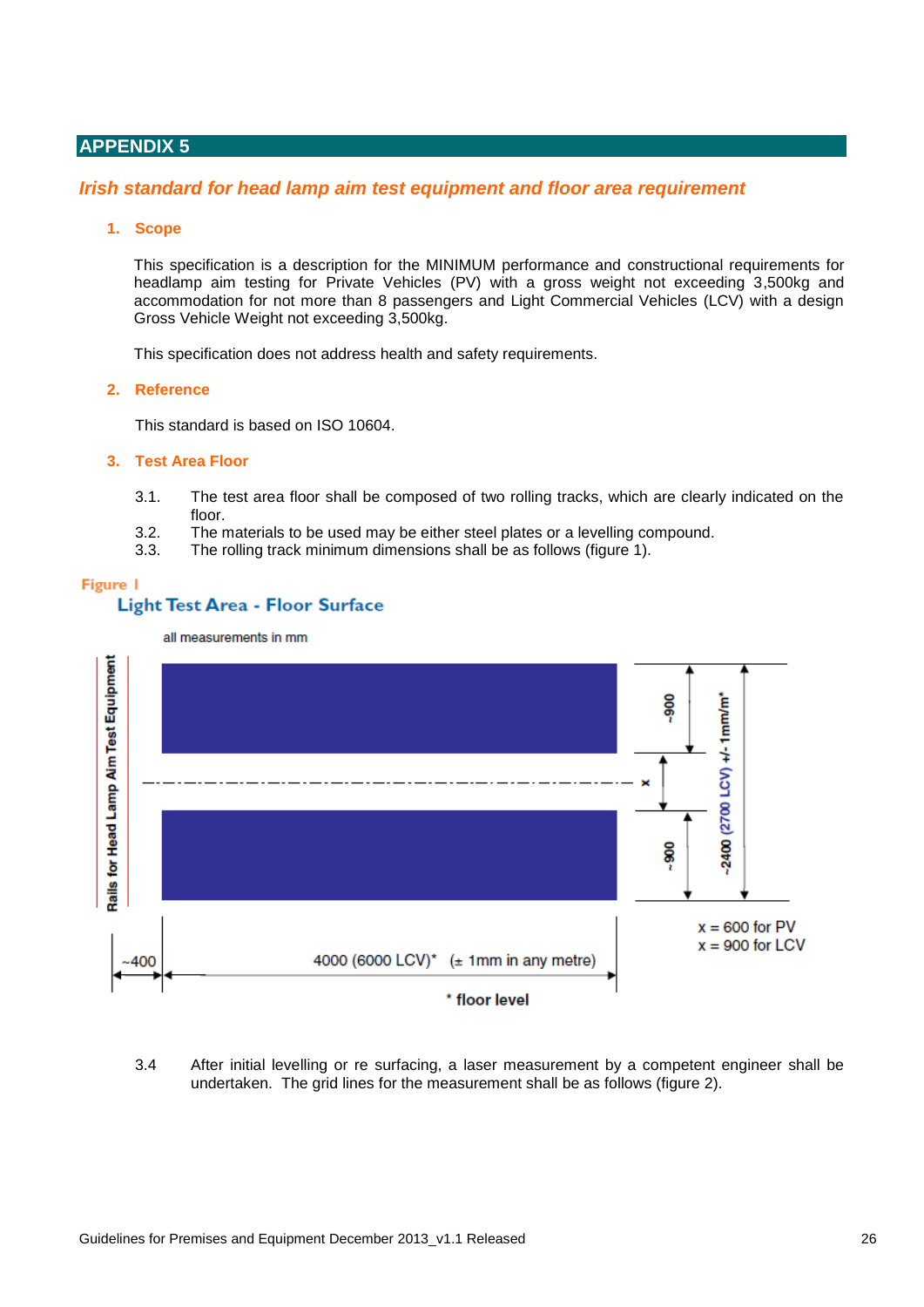## APPENDIX 5

### *Irish standard for head lamp aim test equipment and floor area requirement*

**1. Scope**

This specification is a description for the MINIMUM performance and constructional requirements for headlamp aim testing for Private Vehicles (PV) with a gross weight not exceeding 3,500kg and accommodation for not more than 8 passengers and Light Commercial Vehicles (LCV) with a design Gross Vehicle Weight not exceeding 3,500kg.

This specification does not address health and safety requirements.

**2. Reference**

This standard is based on ISO 10604.

**3. Test Area Floor**

3.1. The test area floor shall be composed of two rolling tracks, which are clearly indicated on the floor.

3.2. The materials to be used may be either steel plates or a levelling compound.

3.3. The rolling track minimum dimensions shall be as follows (figure 1).

Figure 1

Light Test Area - Floor Surface

all measurements in mm

Rails for Head Lamp Aim Test Equipment

~900

x

~900

~2400 (2700 LCV) +/- 1mm/m*

x = 600 for PV

x = 900 for LCV

~400

4000 (6000 LCV)* (± 1mm in any metre)

\* floor level

3.4 After initial levelling or re surfacing, a laser measurement by a competent engineer shall be undertaken. The grid lines for the measurement shall be as follows (figure 2).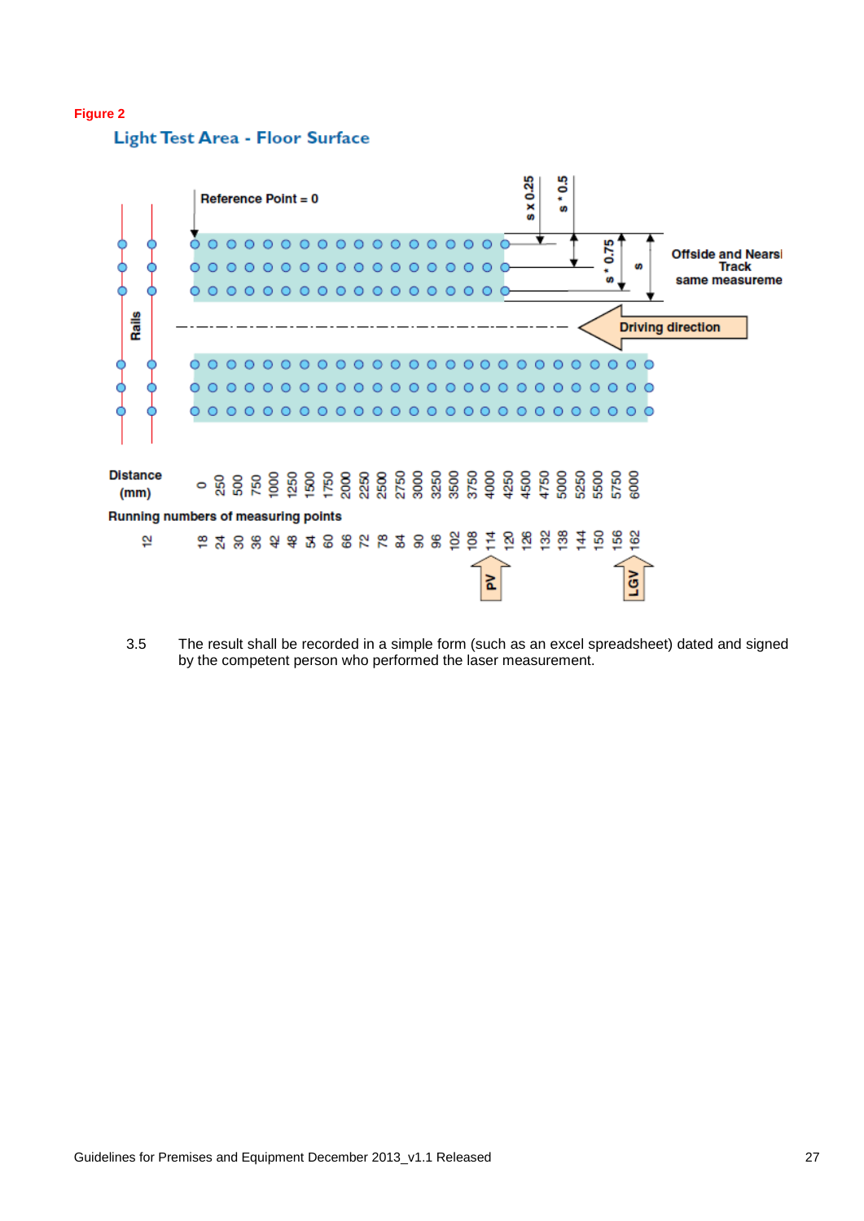**Figure 2**

## Light Test Area - Floor Surface

Reference Point = 0

s x 0.25 | s * 0.5 | s * 0.75 | s

Offside and Nearsi Track same measureme

Driving direction

Rails

| Distance (mm) | 0 | 250 | 500 | 750 | 1000 | 1250 | 1500 | 1750 | 2000 | 2250 | 2500 | 2750 | 3000 | 3250 | 3500 | 3750 | 4000 | 4250 | 4500 | 4750 | 5000 | 5250 | 5500 | 5750 | 6000 |
|---|---|---|---|---|---|---|---|---|---|---|---|---|---|---|---|---|---|---|---|---|---|---|---|---|---|
| Running numbers of measuring points | 18 | 24 | 30 | 36 | 42 | 48 | 54 | 60 | 66 | 72 | 78 | 84 | 90 | 96 | 102 | 108 | 114 | 120 | 126 | 132 | 138 | 144 | 150 | 156 | 162 |

Rails running number: 12

PV (at 114) | LGV (at 162)

3.5 The result shall be recorded in a simple form (such as an excel spreadsheet) dated and signed by the competent person who performed the laser measurement.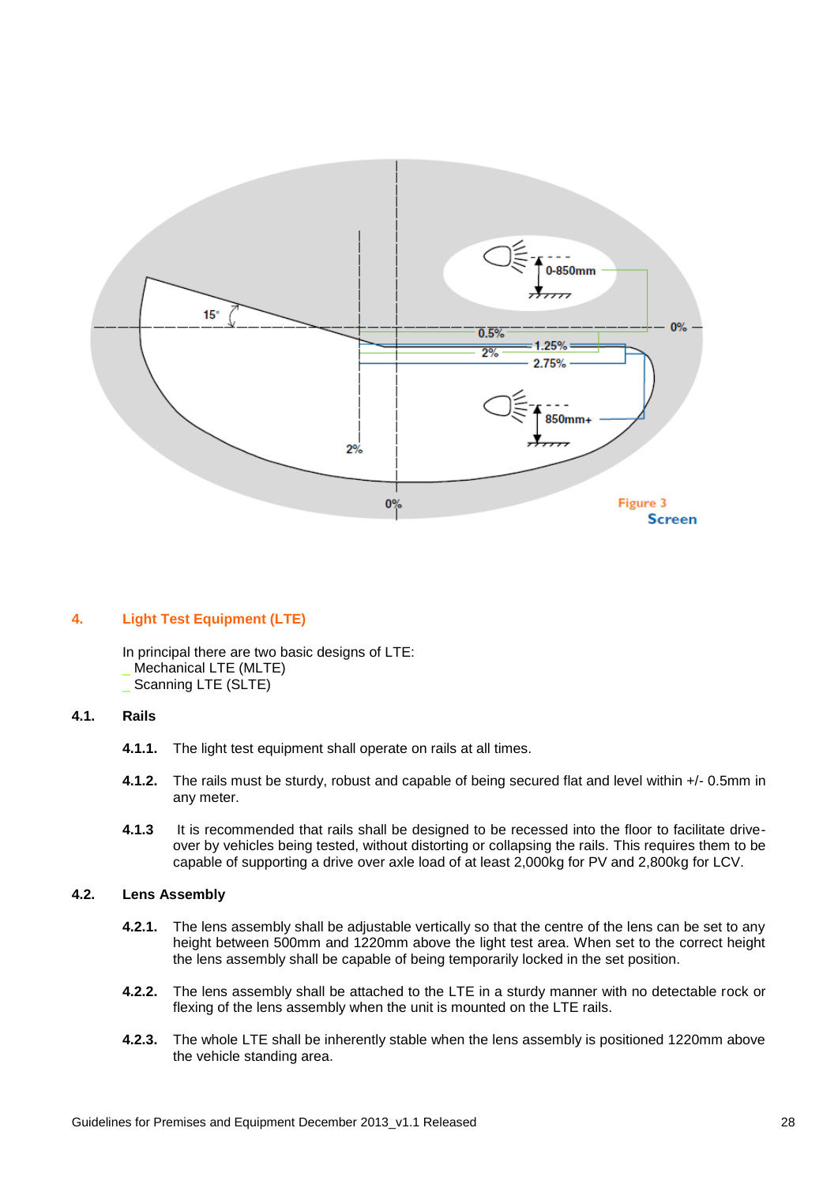Figure 3
Screen

## 4. Light Test Equipment (LTE)

In principal there are two basic designs of LTE:

- Mechanical LTE (MLTE)
- Scanning LTE (SLTE)

### 4.1. Rails

**4.1.1.** The light test equipment shall operate on rails at all times.

**4.1.2.** The rails must be sturdy, robust and capable of being secured flat and level within +/- 0.5mm in any meter.

**4.1.3** It is recommended that rails shall be designed to be recessed into the floor to facilitate drive-over by vehicles being tested, without distorting or collapsing the rails. This requires them to be capable of supporting a drive over axle load of at least 2,000kg for PV and 2,800kg for LCV.

### 4.2. Lens Assembly

**4.2.1.** The lens assembly shall be adjustable vertically so that the centre of the lens can be set to any height between 500mm and 1220mm above the light test area. When set to the correct height the lens assembly shall be capable of being temporarily locked in the set position.

**4.2.2.** The lens assembly shall be attached to the LTE in a sturdy manner with no detectable rock or flexing of the lens assembly when the unit is mounted on the LTE rails.

**4.2.3.** The whole LTE shall be inherently stable when the lens assembly is positioned 1220mm above the vehicle standing area.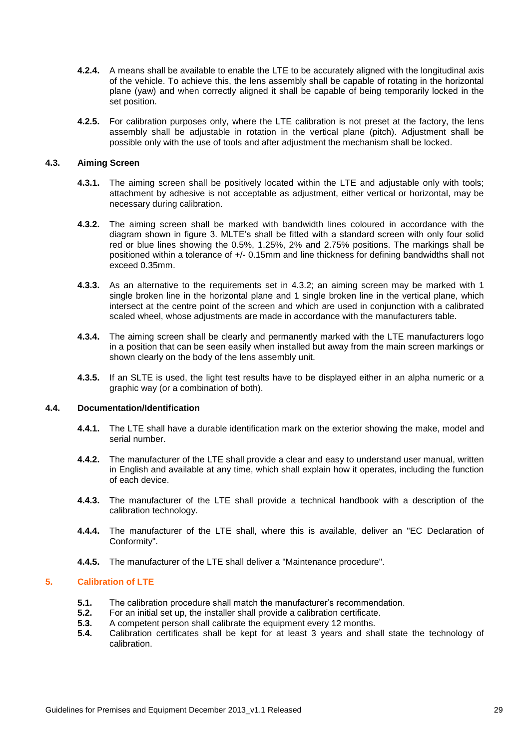**4.2.4.** A means shall be available to enable the LTE to be accurately aligned with the longitudinal axis of the vehicle. To achieve this, the lens assembly shall be capable of rotating in the horizontal plane (yaw) and when correctly aligned it shall be capable of being temporarily locked in the set position.

**4.2.5.** For calibration purposes only, where the LTE calibration is not preset at the factory, the lens assembly shall be adjustable in rotation in the vertical plane (pitch). Adjustment shall be possible only with the use of tools and after adjustment the mechanism shall be locked.

### 4.3. Aiming Screen

**4.3.1.** The aiming screen shall be positively located within the LTE and adjustable only with tools; attachment by adhesive is not acceptable as adjustment, either vertical or horizontal, may be necessary during calibration.

**4.3.2.** The aiming screen shall be marked with bandwidth lines coloured in accordance with the diagram shown in figure 3. MLTE's shall be fitted with a standard screen with only four solid red or blue lines showing the 0.5%, 1.25%, 2% and 2.75% positions. The markings shall be positioned within a tolerance of +/- 0.15mm and line thickness for defining bandwidths shall not exceed 0.35mm.

**4.3.3.** As an alternative to the requirements set in 4.3.2; an aiming screen may be marked with 1 single broken line in the horizontal plane and 1 single broken line in the vertical plane, which intersect at the centre point of the screen and which are used in conjunction with a calibrated scaled wheel, whose adjustments are made in accordance with the manufacturers table.

**4.3.4.** The aiming screen shall be clearly and permanently marked with the LTE manufacturers logo in a position that can be seen easily when installed but away from the main screen markings or shown clearly on the body of the lens assembly unit.

**4.3.5.** If an SLTE is used, the light test results have to be displayed either in an alpha numeric or a graphic way (or a combination of both).

### 4.4. Documentation/Identification

**4.4.1.** The LTE shall have a durable identification mark on the exterior showing the make, model and serial number.

**4.4.2.** The manufacturer of the LTE shall provide a clear and easy to understand user manual, written in English and available at any time, which shall explain how it operates, including the function of each device.

**4.4.3.** The manufacturer of the LTE shall provide a technical handbook with a description of the calibration technology.

**4.4.4.** The manufacturer of the LTE shall, where this is available, deliver an "EC Declaration of Conformity".

**4.4.5.** The manufacturer of the LTE shall deliver a "Maintenance procedure".

## 5. Calibration of LTE

**5.1.** The calibration procedure shall match the manufacturer's recommendation.
**5.2.** For an initial set up, the installer shall provide a calibration certificate.
**5.3.** A competent person shall calibrate the equipment every 12 months.
**5.4.** Calibration certificates shall be kept for at least 3 years and shall state the technology of calibration.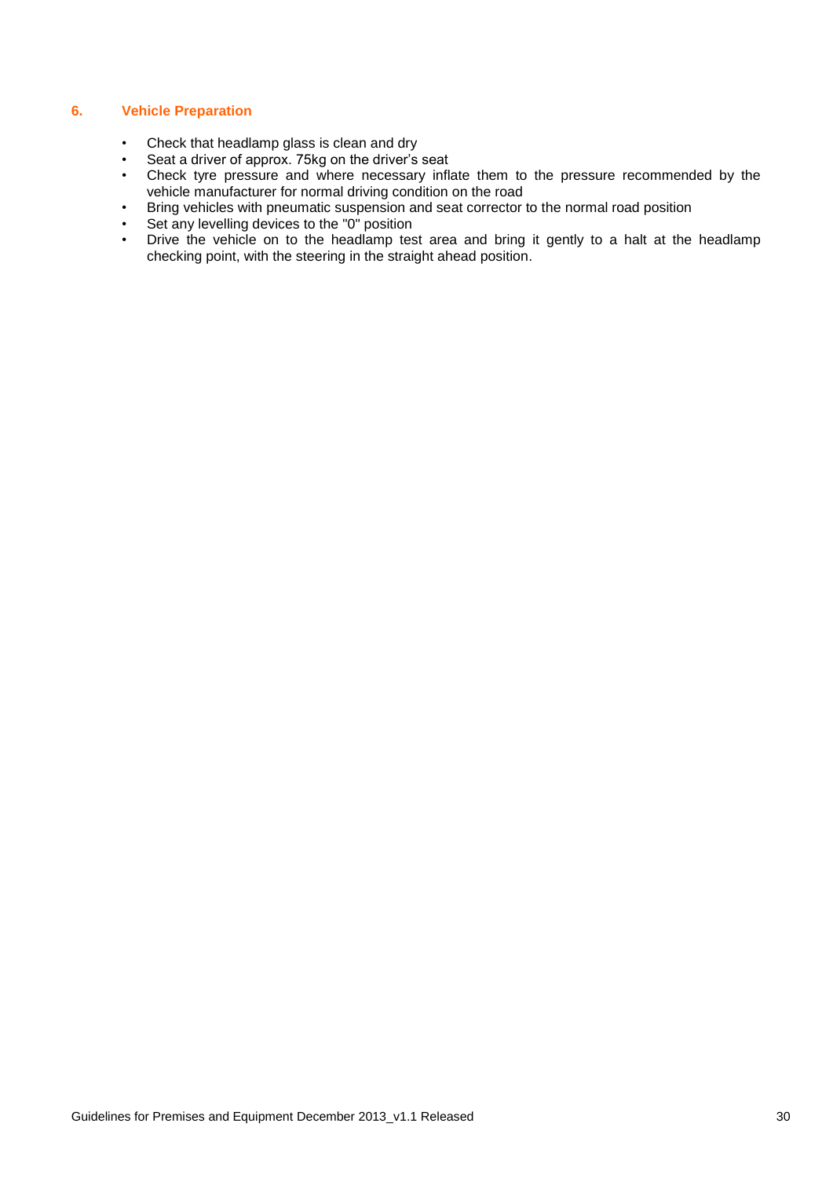## 6. Vehicle Preparation

- Check that headlamp glass is clean and dry
- Seat a driver of approx. 75kg on the driver's seat
- Check tyre pressure and where necessary inflate them to the pressure recommended by the vehicle manufacturer for normal driving condition on the road
- Bring vehicles with pneumatic suspension and seat corrector to the normal road position
- Set any levelling devices to the "0" position
- Drive the vehicle on to the headlamp test area and bring it gently to a halt at the headlamp checking point, with the steering in the straight ahead position.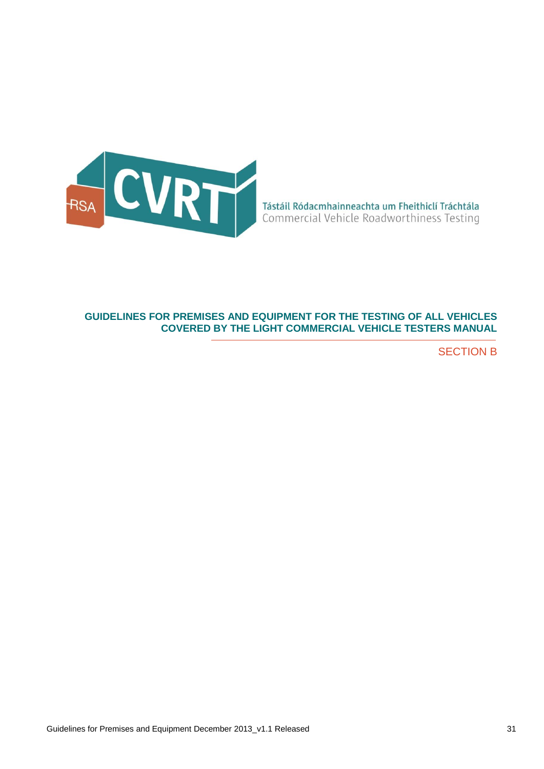Tástáil Ródacmhainneachta um Fheithiclí Tráchtála
Commercial Vehicle Roadworthiness Testing

# GUIDELINES FOR PREMISES AND EQUIPMENT FOR THE TESTING OF ALL VEHICLES COVERED BY THE LIGHT COMMERCIAL VEHICLE TESTERS MANUAL

## SECTION B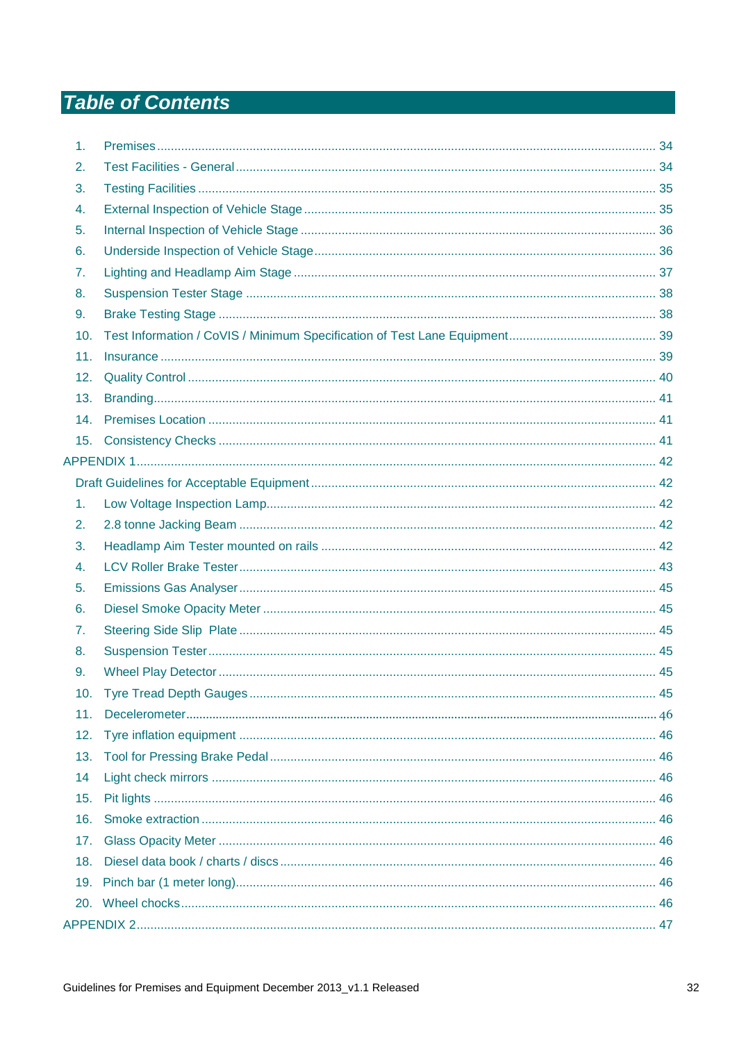# Table of Contents

1. Premises ........................................................ 34
2. Test Facilities - General ........................................................ 34
3. Testing Facilities ........................................................ 35
4. External Inspection of Vehicle Stage ........................................................ 35
5. Internal Inspection of Vehicle Stage ........................................................ 36
6. Underside Inspection of Vehicle Stage ........................................................ 36
7. Lighting and Headlamp Aim Stage ........................................................ 37
8. Suspension Tester Stage ........................................................ 38
9. Brake Testing Stage ........................................................ 38
10. Test Information / CoVIS / Minimum Specification of Test Lane Equipment ........................................................ 39
11. Insurance ........................................................ 39
12. Quality Control ........................................................ 40
13. Branding ........................................................ 41
14. Premises Location ........................................................ 41
15. Consistency Checks ........................................................ 41

APPENDIX 1 ........................................................ 42

Draft Guidelines for Acceptable Equipment ........................................................ 42

1. Low Voltage Inspection Lamp ........................................................ 42
2. 2.8 tonne Jacking Beam ........................................................ 42
3. Headlamp Aim Tester mounted on rails ........................................................ 42
4. LCV Roller Brake Tester ........................................................ 43
5. Emissions Gas Analyser ........................................................ 45
6. Diesel Smoke Opacity Meter ........................................................ 45
7. Steering Side Slip  Plate ........................................................ 45
8. Suspension Tester ........................................................ 45
9. Wheel Play Detector ........................................................ 45
10. Tyre Tread Depth Gauges ........................................................ 45
11. Decelerometer ........................................................ 46
12. Tyre inflation equipment ........................................................ 46
13. Tool for Pressing Brake Pedal ........................................................ 46
14. Light check mirrors ........................................................ 46
15. Pit lights ........................................................ 46
16. Smoke extraction ........................................................ 46
17. Glass Opacity Meter ........................................................ 46
18. Diesel data book / charts / discs ........................................................ 46
19. Pinch bar (1 meter long) ........................................................ 46
20. Wheel chocks ........................................................ 46

APPENDIX 2 ........................................................ 47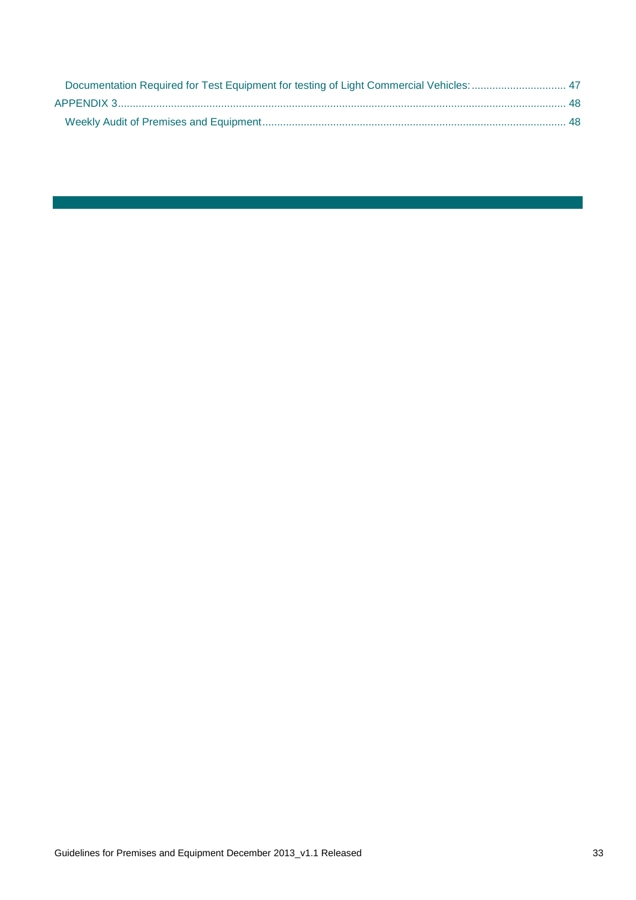Documentation Required for Test Equipment for testing of Light Commercial Vehicles: ................................ 47

APPENDIX 3 ........................................................................................................................................ 48

Weekly Audit of Premises and Equipment ........................................................................................ 48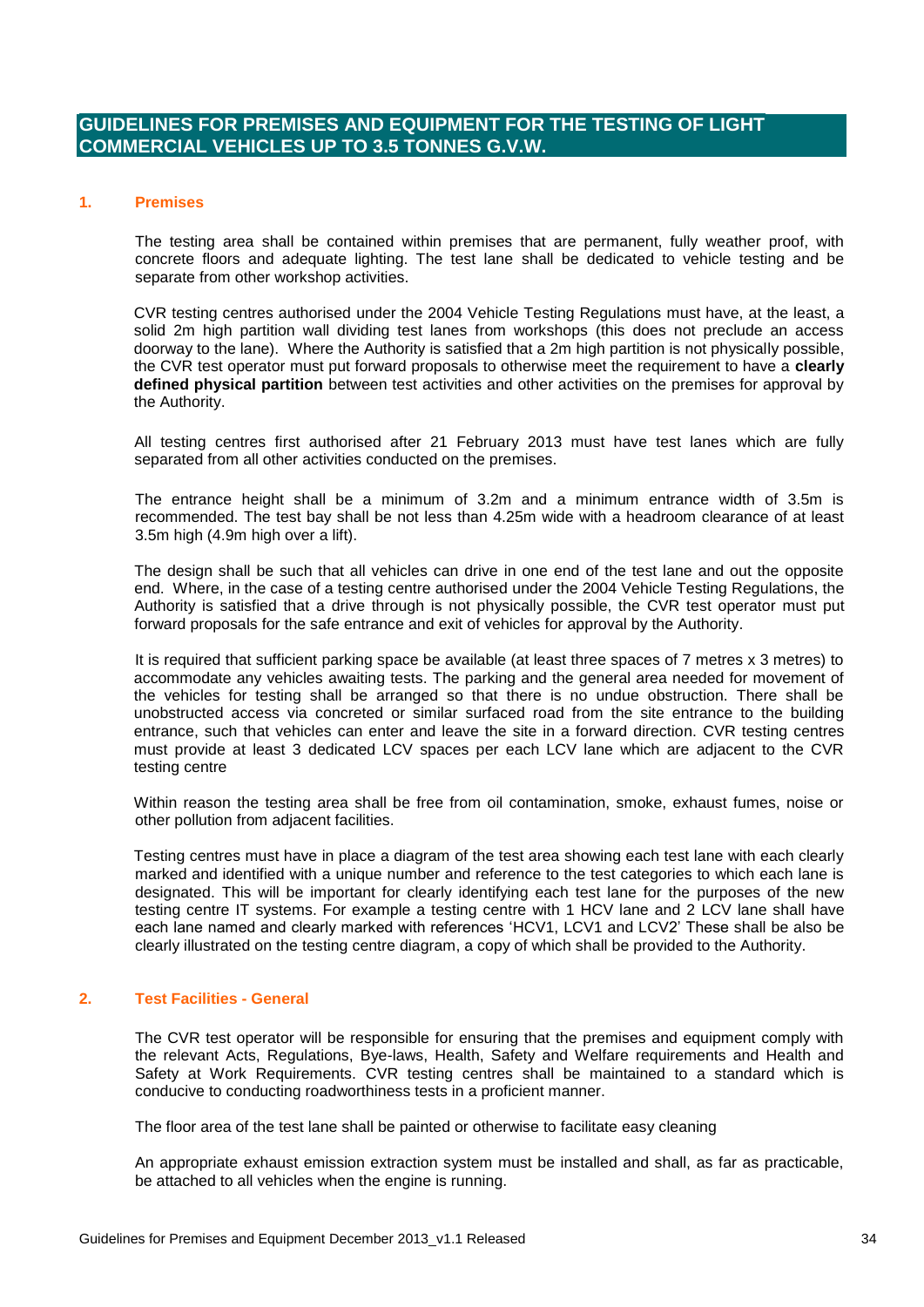# GUIDELINES FOR PREMISES AND EQUIPMENT FOR THE TESTING OF LIGHT COMMERCIAL VEHICLES UP TO 3.5 TONNES G.V.W.

## 1. Premises

The testing area shall be contained within premises that are permanent, fully weather proof, with concrete floors and adequate lighting. The test lane shall be dedicated to vehicle testing and be separate from other workshop activities.

CVR testing centres authorised under the 2004 Vehicle Testing Regulations must have, at the least, a solid 2m high partition wall dividing test lanes from workshops (this does not preclude an access doorway to the lane). Where the Authority is satisfied that a 2m high partition is not physically possible, the CVR test operator must put forward proposals to otherwise meet the requirement to have a **clearly defined physical partition** between test activities and other activities on the premises for approval by the Authority.

All testing centres first authorised after 21 February 2013 must have test lanes which are fully separated from all other activities conducted on the premises.

The entrance height shall be a minimum of 3.2m and a minimum entrance width of 3.5m is recommended. The test bay shall be not less than 4.25m wide with a headroom clearance of at least 3.5m high (4.9m high over a lift).

The design shall be such that all vehicles can drive in one end of the test lane and out the opposite end. Where, in the case of a testing centre authorised under the 2004 Vehicle Testing Regulations, the Authority is satisfied that a drive through is not physically possible, the CVR test operator must put forward proposals for the safe entrance and exit of vehicles for approval by the Authority.

It is required that sufficient parking space be available (at least three spaces of 7 metres x 3 metres) to accommodate any vehicles awaiting tests. The parking and the general area needed for movement of the vehicles for testing shall be arranged so that there is no undue obstruction. There shall be unobstructed access via concreted or similar surfaced road from the site entrance to the building entrance, such that vehicles can enter and leave the site in a forward direction. CVR testing centres must provide at least 3 dedicated LCV spaces per each LCV lane which are adjacent to the CVR testing centre

Within reason the testing area shall be free from oil contamination, smoke, exhaust fumes, noise or other pollution from adjacent facilities.

Testing centres must have in place a diagram of the test area showing each test lane with each clearly marked and identified with a unique number and reference to the test categories to which each lane is designated. This will be important for clearly identifying each test lane for the purposes of the new testing centre IT systems. For example a testing centre with 1 HCV lane and 2 LCV lane shall have each lane named and clearly marked with references 'HCV1, LCV1 and LCV2' These shall be also be clearly illustrated on the testing centre diagram, a copy of which shall be provided to the Authority.

## 2. Test Facilities - General

The CVR test operator will be responsible for ensuring that the premises and equipment comply with the relevant Acts, Regulations, Bye-laws, Health, Safety and Welfare requirements and Health and Safety at Work Requirements. CVR testing centres shall be maintained to a standard which is conducive to conducting roadworthiness tests in a proficient manner.

The floor area of the test lane shall be painted or otherwise to facilitate easy cleaning

An appropriate exhaust emission extraction system must be installed and shall, as far as practicable, be attached to all vehicles when the engine is running.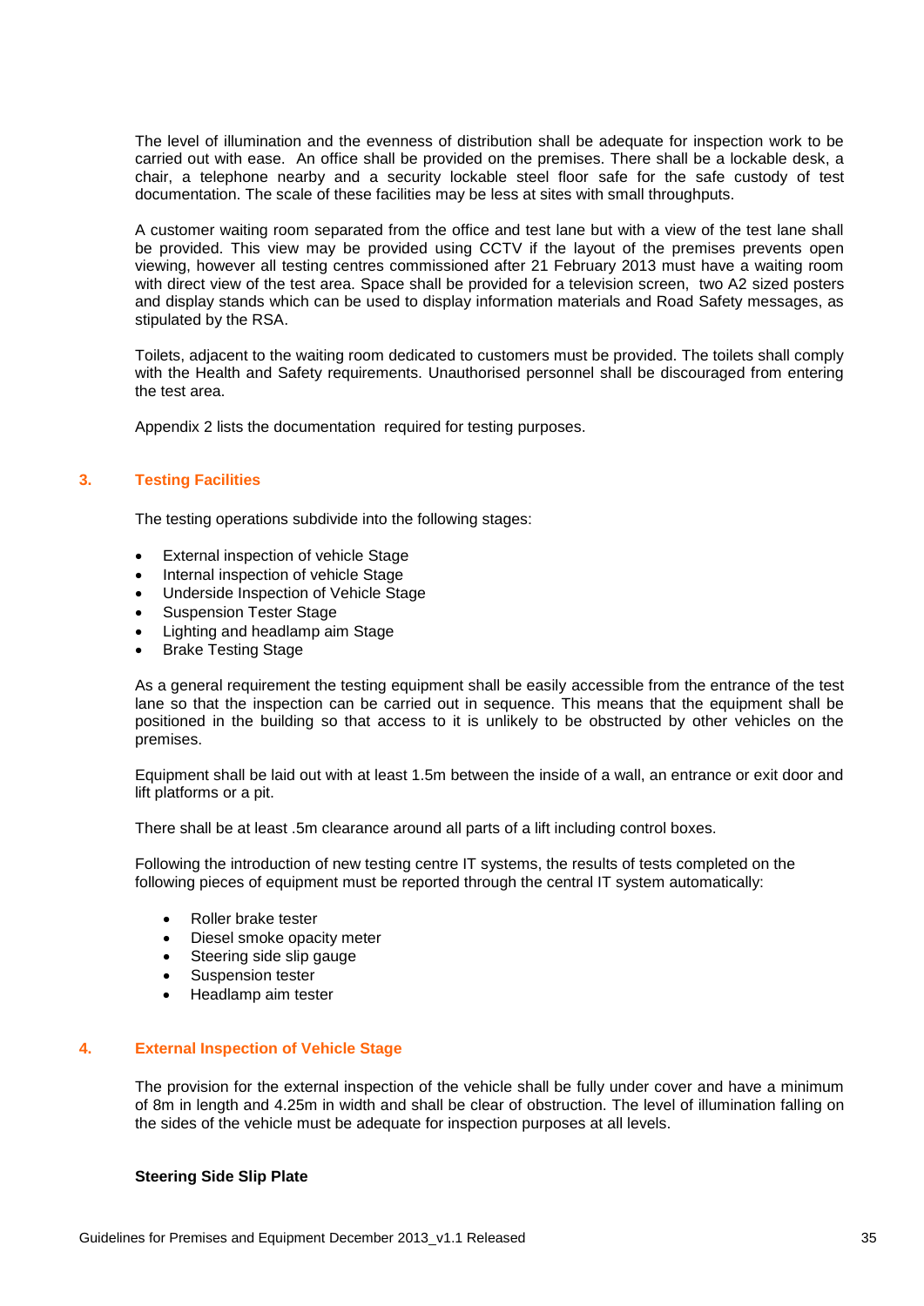The level of illumination and the evenness of distribution shall be adequate for inspection work to be carried out with ease. An office shall be provided on the premises. There shall be a lockable desk, a chair, a telephone nearby and a security lockable steel floor safe for the safe custody of test documentation. The scale of these facilities may be less at sites with small throughputs.

A customer waiting room separated from the office and test lane but with a view of the test lane shall be provided. This view may be provided using CCTV if the layout of the premises prevents open viewing, however all testing centres commissioned after 21 February 2013 must have a waiting room with direct view of the test area. Space shall be provided for a television screen, two A2 sized posters and display stands which can be used to display information materials and Road Safety messages, as stipulated by the RSA.

Toilets, adjacent to the waiting room dedicated to customers must be provided. The toilets shall comply with the Health and Safety requirements. Unauthorised personnel shall be discouraged from entering the test area.

Appendix 2 lists the documentation required for testing purposes.

## 3. Testing Facilities

The testing operations subdivide into the following stages:

- External inspection of vehicle Stage
- Internal inspection of vehicle Stage
- Underside Inspection of Vehicle Stage
- Suspension Tester Stage
- Lighting and headlamp aim Stage
- Brake Testing Stage

As a general requirement the testing equipment shall be easily accessible from the entrance of the test lane so that the inspection can be carried out in sequence. This means that the equipment shall be positioned in the building so that access to it is unlikely to be obstructed by other vehicles on the premises.

Equipment shall be laid out with at least 1.5m between the inside of a wall, an entrance or exit door and lift platforms or a pit.

There shall be at least .5m clearance around all parts of a lift including control boxes.

Following the introduction of new testing centre IT systems, the results of tests completed on the following pieces of equipment must be reported through the central IT system automatically:

- Roller brake tester
- Diesel smoke opacity meter
- Steering side slip gauge
- Suspension tester
- Headlamp aim tester

## 4. External Inspection of Vehicle Stage

The provision for the external inspection of the vehicle shall be fully under cover and have a minimum of 8m in length and 4.25m in width and shall be clear of obstruction. The level of illumination falling on the sides of the vehicle must be adequate for inspection purposes at all levels.

**Steering Side Slip Plate**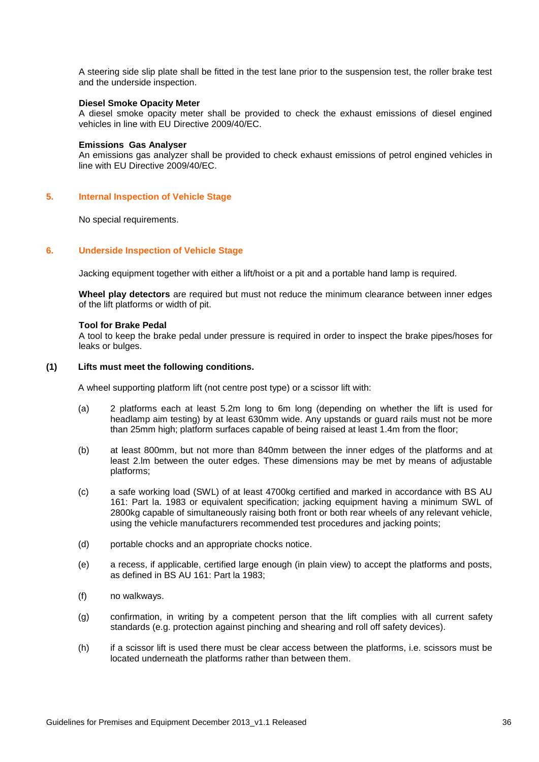A steering side slip plate shall be fitted in the test lane prior to the suspension test, the roller brake test and the underside inspection.

**Diesel Smoke Opacity Meter**
A diesel smoke opacity meter shall be provided to check the exhaust emissions of diesel engined vehicles in line with EU Directive 2009/40/EC.

**Emissions Gas Analyser**
An emissions gas analyzer shall be provided to check exhaust emissions of petrol engined vehicles in line with EU Directive 2009/40/EC.

## 5. Internal Inspection of Vehicle Stage

No special requirements.

## 6. Underside Inspection of Vehicle Stage

Jacking equipment together with either a lift/hoist or a pit and a portable hand lamp is required.

**Wheel play detectors** are required but must not reduce the minimum clearance between inner edges of the lift platforms or width of pit.

**Tool for Brake Pedal**
A tool to keep the brake pedal under pressure is required in order to inspect the brake pipes/hoses for leaks or bulges.

**(1) Lifts must meet the following conditions.**

A wheel supporting platform lift (not centre post type) or a scissor lift with:

(a) 2 platforms each at least 5.2m long to 6m long (depending on whether the lift is used for headlamp aim testing) by at least 630mm wide. Any upstands or guard rails must not be more than 25mm high; platform surfaces capable of being raised at least 1.4m from the floor;

(b) at least 800mm, but not more than 840mm between the inner edges of the platforms and at least 2.lm between the outer edges. These dimensions may be met by means of adjustable platforms;

(c) a safe working load (SWL) of at least 4700kg certified and marked in accordance with BS AU 161: Part la. 1983 or equivalent specification; jacking equipment having a minimum SWL of 2800kg capable of simultaneously raising both front or both rear wheels of any relevant vehicle, using the vehicle manufacturers recommended test procedures and jacking points;

(d) portable chocks and an appropriate chocks notice.

(e) a recess, if applicable, certified large enough (in plain view) to accept the platforms and posts, as defined in BS AU 161: Part la 1983;

(f) no walkways.

(g) confirmation, in writing by a competent person that the lift complies with all current safety standards (e.g. protection against pinching and shearing and roll off safety devices).

(h) if a scissor lift is used there must be clear access between the platforms, i.e. scissors must be located underneath the platforms rather than between them.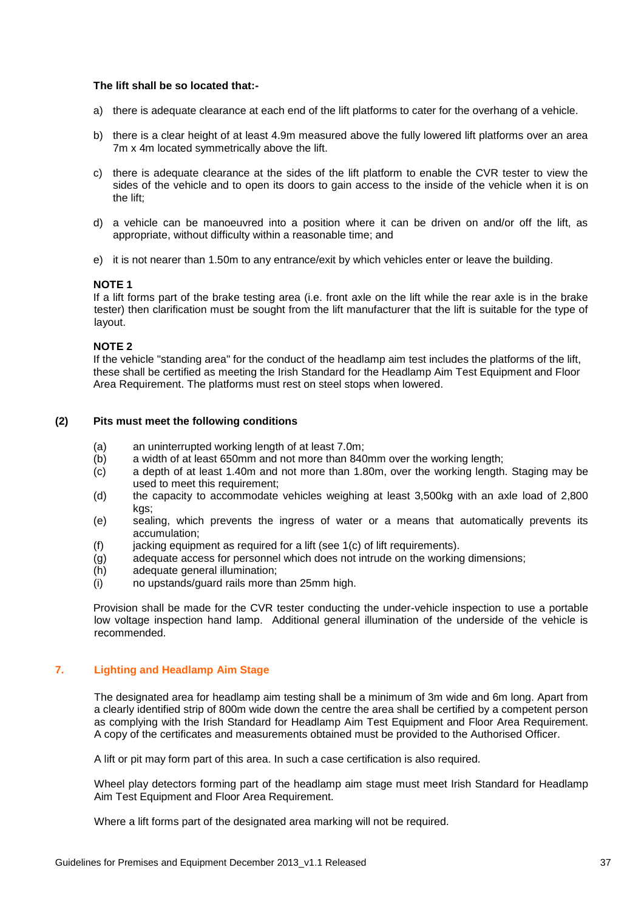**The lift shall be so located that:-**

a) there is adequate clearance at each end of the lift platforms to cater for the overhang of a vehicle.

b) there is a clear height of at least 4.9m measured above the fully lowered lift platforms over an area 7m x 4m located symmetrically above the lift.

c) there is adequate clearance at the sides of the lift platform to enable the CVR tester to view the sides of the vehicle and to open its doors to gain access to the inside of the vehicle when it is on the lift;

d) a vehicle can be manoeuvred into a position where it can be driven on and/or off the lift, as appropriate, without difficulty within a reasonable time; and

e) it is not nearer than 1.50m to any entrance/exit by which vehicles enter or leave the building.

**NOTE 1**

If a lift forms part of the brake testing area (i.e. front axle on the lift while the rear axle is in the brake tester) then clarification must be sought from the lift manufacturer that the lift is suitable for the type of layout.

**NOTE 2**

If the vehicle "standing area" for the conduct of the headlamp aim test includes the platforms of the lift, these shall be certified as meeting the Irish Standard for the Headlamp Aim Test Equipment and Floor Area Requirement. The platforms must rest on steel stops when lowered.

**(2) Pits must meet the following conditions**

(a) an uninterrupted working length of at least 7.0m;
(b) a width of at least 650mm and not more than 840mm over the working length;
(c) a depth of at least 1.40m and not more than 1.80m, over the working length. Staging may be used to meet this requirement;
(d) the capacity to accommodate vehicles weighing at least 3,500kg with an axle load of 2,800 kgs;
(e) sealing, which prevents the ingress of water or a means that automatically prevents its accumulation;
(f) jacking equipment as required for a lift (see 1(c) of lift requirements).
(g) adequate access for personnel which does not intrude on the working dimensions;
(h) adequate general illumination;
(i) no upstands/guard rails more than 25mm high.

Provision shall be made for the CVR tester conducting the under-vehicle inspection to use a portable low voltage inspection hand lamp. Additional general illumination of the underside of the vehicle is recommended.

## 7. Lighting and Headlamp Aim Stage

The designated area for headlamp aim testing shall be a minimum of 3m wide and 6m long. Apart from a clearly identified strip of 800m wide down the centre the area shall be certified by a competent person as complying with the Irish Standard for Headlamp Aim Test Equipment and Floor Area Requirement. A copy of the certificates and measurements obtained must be provided to the Authorised Officer.

A lift or pit may form part of this area. In such a case certification is also required.

Wheel play detectors forming part of the headlamp aim stage must meet Irish Standard for Headlamp Aim Test Equipment and Floor Area Requirement.

Where a lift forms part of the designated area marking will not be required.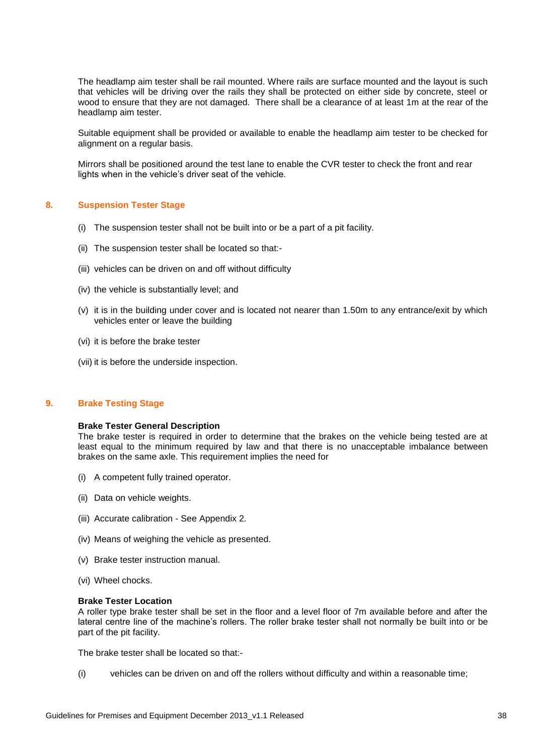The headlamp aim tester shall be rail mounted. Where rails are surface mounted and the layout is such that vehicles will be driving over the rails they shall be protected on either side by concrete, steel or wood to ensure that they are not damaged. There shall be a clearance of at least 1m at the rear of the headlamp aim tester.

Suitable equipment shall be provided or available to enable the headlamp aim tester to be checked for alignment on a regular basis.

Mirrors shall be positioned around the test lane to enable the CVR tester to check the front and rear lights when in the vehicle's driver seat of the vehicle.

## 8. Suspension Tester Stage

(i) The suspension tester shall not be built into or be a part of a pit facility.

(ii) The suspension tester shall be located so that:-

(iii) vehicles can be driven on and off without difficulty

(iv) the vehicle is substantially level; and

(v) it is in the building under cover and is located not nearer than 1.50m to any entrance/exit by which vehicles enter or leave the building

(vi) it is before the brake tester

(vii) it is before the underside inspection.

## 9. Brake Testing Stage

**Brake Tester General Description**

The brake tester is required in order to determine that the brakes on the vehicle being tested are at least equal to the minimum required by law and that there is no unacceptable imbalance between brakes on the same axle. This requirement implies the need for

(i) A competent fully trained operator.

(ii) Data on vehicle weights.

(iii) Accurate calibration - See Appendix 2.

(iv) Means of weighing the vehicle as presented.

(v) Brake tester instruction manual.

(vi) Wheel chocks.

**Brake Tester Location**

A roller type brake tester shall be set in the floor and a level floor of 7m available before and after the lateral centre line of the machine's rollers. The roller brake tester shall not normally be built into or be part of the pit facility.

The brake tester shall be located so that:-

(i) vehicles can be driven on and off the rollers without difficulty and within a reasonable time;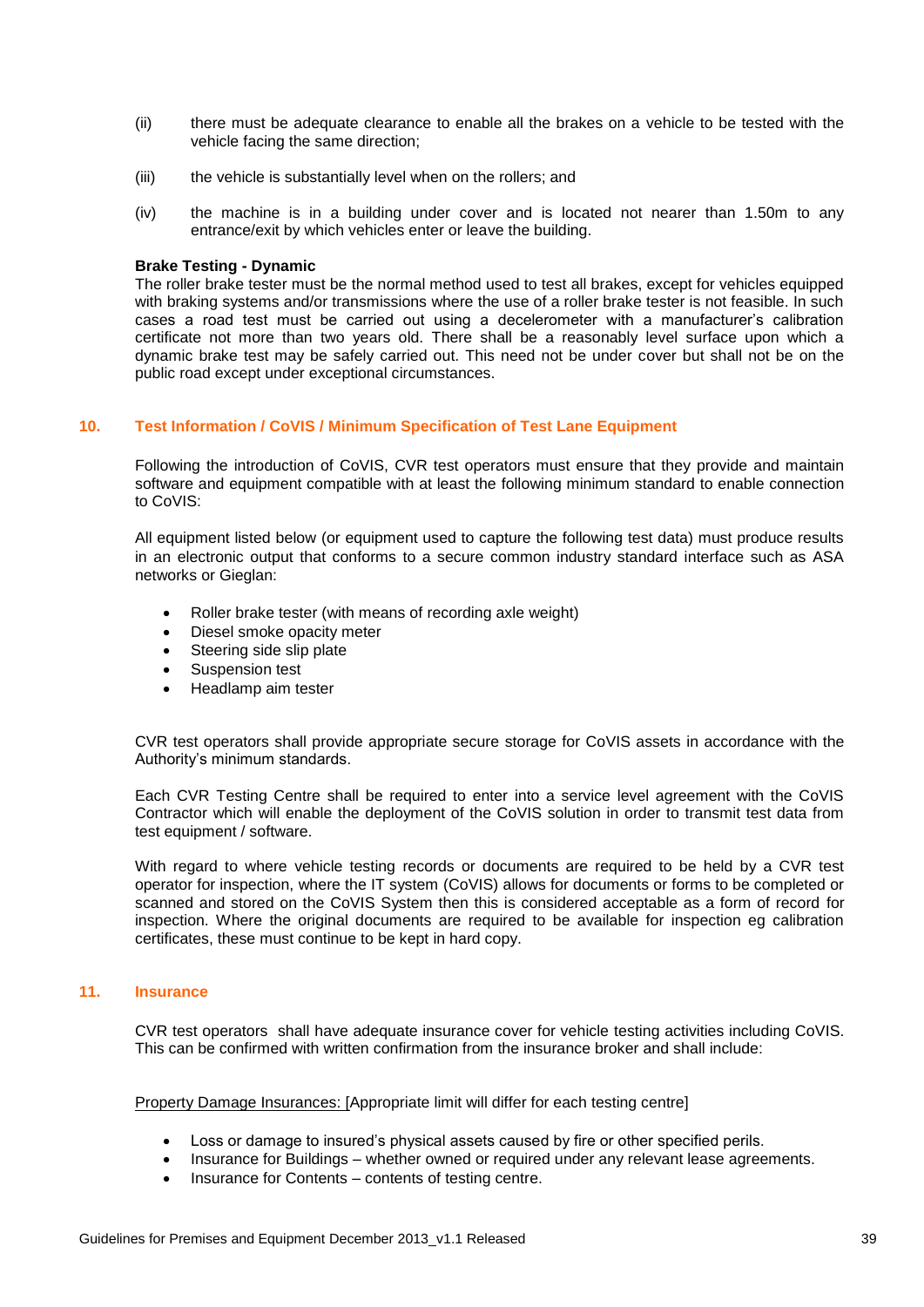(ii) there must be adequate clearance to enable all the brakes on a vehicle to be tested with the vehicle facing the same direction;

(iii) the vehicle is substantially level when on the rollers; and

(iv) the machine is in a building under cover and is located not nearer than 1.50m to any entrance/exit by which vehicles enter or leave the building.

**Brake Testing - Dynamic**

The roller brake tester must be the normal method used to test all brakes, except for vehicles equipped with braking systems and/or transmissions where the use of a roller brake tester is not feasible. In such cases a road test must be carried out using a decelerometer with a manufacturer's calibration certificate not more than two years old. There shall be a reasonably level surface upon which a dynamic brake test may be safely carried out. This need not be under cover but shall not be on the public road except under exceptional circumstances.

## 10. Test Information / CoVIS / Minimum Specification of Test Lane Equipment

Following the introduction of CoVIS, CVR test operators must ensure that they provide and maintain software and equipment compatible with at least the following minimum standard to enable connection to CoVIS:

All equipment listed below (or equipment used to capture the following test data) must produce results in an electronic output that conforms to a secure common industry standard interface such as ASA networks or Gieglan:

- Roller brake tester (with means of recording axle weight)
- Diesel smoke opacity meter
- Steering side slip plate
- Suspension test
- Headlamp aim tester

CVR test operators shall provide appropriate secure storage for CoVIS assets in accordance with the Authority's minimum standards.

Each CVR Testing Centre shall be required to enter into a service level agreement with the CoVIS Contractor which will enable the deployment of the CoVIS solution in order to transmit test data from test equipment / software.

With regard to where vehicle testing records or documents are required to be held by a CVR test operator for inspection, where the IT system (CoVIS) allows for documents or forms to be completed or scanned and stored on the CoVIS System then this is considered acceptable as a form of record for inspection. Where the original documents are required to be available for inspection eg calibration certificates, these must continue to be kept in hard copy.

## 11. Insurance

CVR test operators shall have adequate insurance cover for vehicle testing activities including CoVIS. This can be confirmed with written confirmation from the insurance broker and shall include:

Property Damage Insurances: [Appropriate limit will differ for each testing centre]

- Loss or damage to insured's physical assets caused by fire or other specified perils.
- Insurance for Buildings – whether owned or required under any relevant lease agreements.
- Insurance for Contents – contents of testing centre.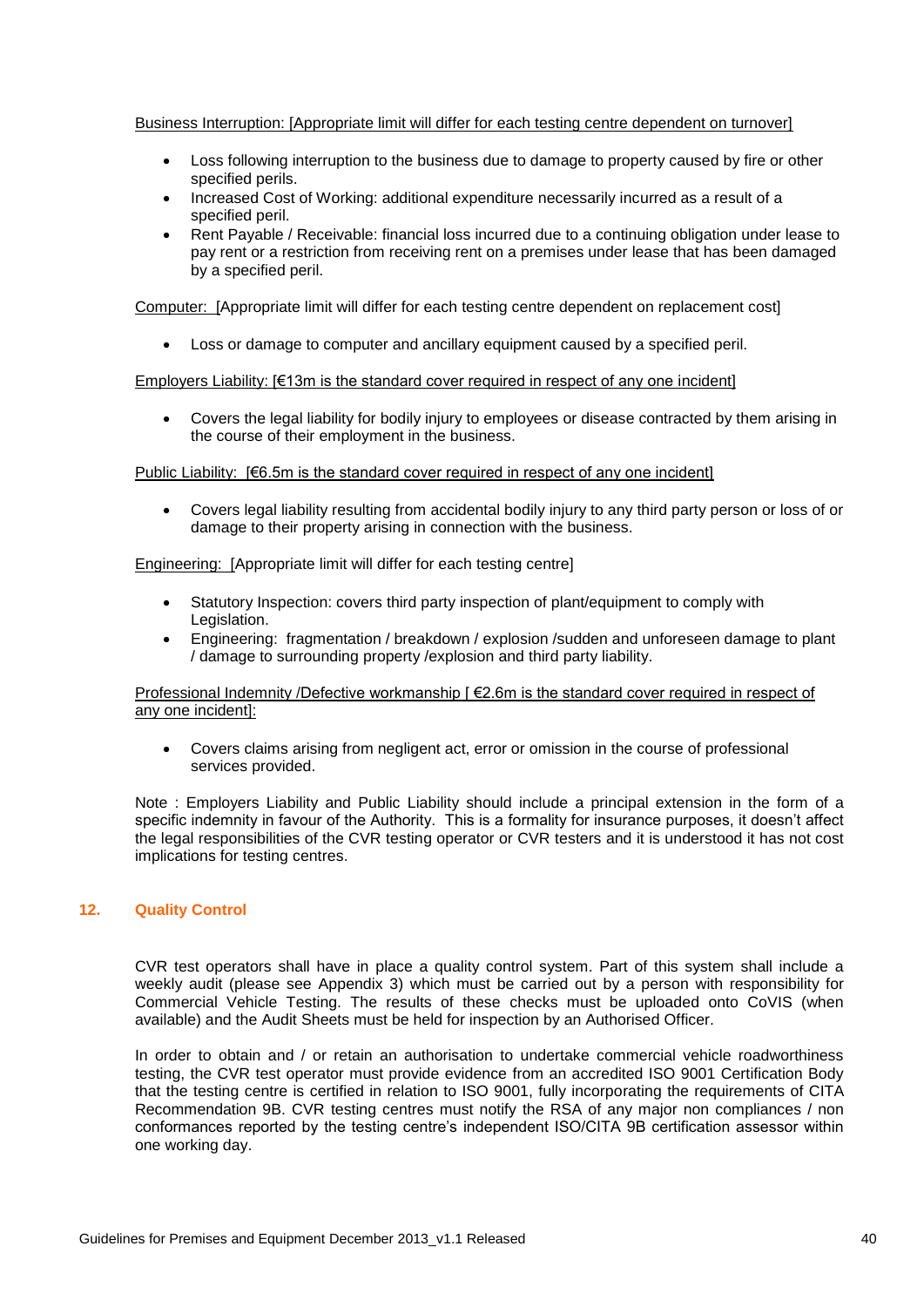Business Interruption: [Appropriate limit will differ for each testing centre dependent on turnover]

- Loss following interruption to the business due to damage to property caused by fire or other specified perils.
- Increased Cost of Working: additional expenditure necessarily incurred as a result of a specified peril.
- Rent Payable / Receivable: financial loss incurred due to a continuing obligation under lease to pay rent or a restriction from receiving rent on a premises under lease that has been damaged by a specified peril.

Computer: [Appropriate limit will differ for each testing centre dependent on replacement cost]

- Loss or damage to computer and ancillary equipment caused by a specified peril.

Employers Liability: [€13m is the standard cover required in respect of any one incident]

- Covers the legal liability for bodily injury to employees or disease contracted by them arising in the course of their employment in the business.

Public Liability: [€6.5m is the standard cover required in respect of any one incident]

- Covers legal liability resulting from accidental bodily injury to any third party person or loss of or damage to their property arising in connection with the business.

Engineering: [Appropriate limit will differ for each testing centre]

- Statutory Inspection: covers third party inspection of plant/equipment to comply with Legislation.
- Engineering: fragmentation / breakdown / explosion /sudden and unforeseen damage to plant / damage to surrounding property /explosion and third party liability.

Professional Indemnity /Defective workmanship [ €2.6m is the standard cover required in respect of any one incident]:

- Covers claims arising from negligent act, error or omission in the course of professional services provided.

Note : Employers Liability and Public Liability should include a principal extension in the form of a specific indemnity in favour of the Authority. This is a formality for insurance purposes, it doesn't affect the legal responsibilities of the CVR testing operator or CVR testers and it is understood it has not cost implications for testing centres.

## 12. Quality Control

CVR test operators shall have in place a quality control system. Part of this system shall include a weekly audit (please see Appendix 3) which must be carried out by a person with responsibility for Commercial Vehicle Testing. The results of these checks must be uploaded onto CoVIS (when available) and the Audit Sheets must be held for inspection by an Authorised Officer.

In order to obtain and / or retain an authorisation to undertake commercial vehicle roadworthiness testing, the CVR test operator must provide evidence from an accredited ISO 9001 Certification Body that the testing centre is certified in relation to ISO 9001, fully incorporating the requirements of CITA Recommendation 9B. CVR testing centres must notify the RSA of any major non compliances / non conformances reported by the testing centre's independent ISO/CITA 9B certification assessor within one working day.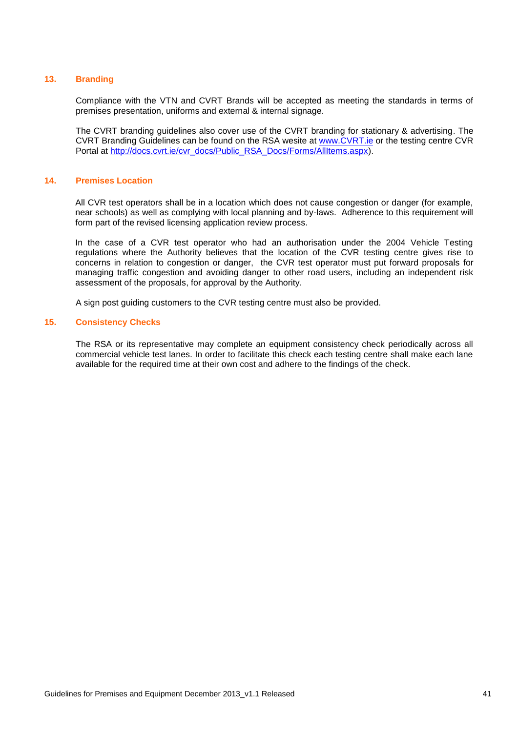## 13. Branding

Compliance with the VTN and CVRT Brands will be accepted as meeting the standards in terms of premises presentation, uniforms and external & internal signage.

The CVRT branding guidelines also cover use of the CVRT branding for stationary & advertising. The CVRT Branding Guidelines can be found on the RSA wesite at [www.CVRT.ie](www.CVRT.ie) or the testing centre CVR Portal at [http://docs.cvrt.ie/cvr_docs/Public_RSA_Docs/Forms/AllItems.aspx](http://docs.cvrt.ie/cvr_docs/Public_RSA_Docs/Forms/AllItems.aspx)).

## 14. Premises Location

All CVR test operators shall be in a location which does not cause congestion or danger (for example, near schools) as well as complying with local planning and by-laws. Adherence to this requirement will form part of the revised licensing application review process.

In the case of a CVR test operator who had an authorisation under the 2004 Vehicle Testing regulations where the Authority believes that the location of the CVR testing centre gives rise to concerns in relation to congestion or danger, the CVR test operator must put forward proposals for managing traffic congestion and avoiding danger to other road users, including an independent risk assessment of the proposals, for approval by the Authority.

A sign post guiding customers to the CVR testing centre must also be provided.

## 15. Consistency Checks

The RSA or its representative may complete an equipment consistency check periodically across all commercial vehicle test lanes. In order to facilitate this check each testing centre shall make each lane available for the required time at their own cost and adhere to the findings of the check.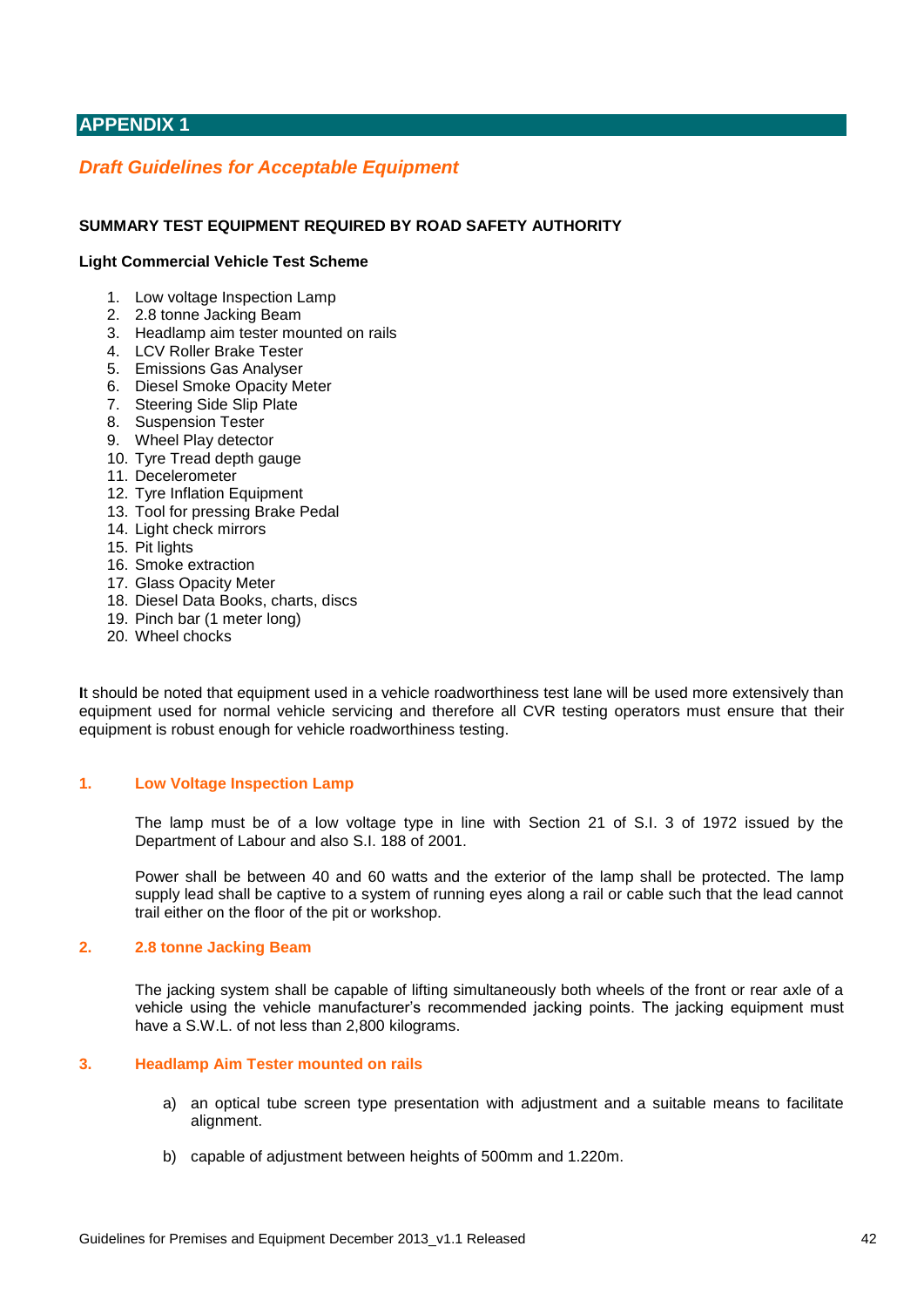# APPENDIX 1

## *Draft Guidelines for Acceptable Equipment*

**SUMMARY TEST EQUIPMENT REQUIRED BY ROAD SAFETY AUTHORITY**

**Light Commercial Vehicle Test Scheme**

1. Low voltage Inspection Lamp
2. 2.8 tonne Jacking Beam
3. Headlamp aim tester mounted on rails
4. LCV Roller Brake Tester
5. Emissions Gas Analyser
6. Diesel Smoke Opacity Meter
7. Steering Side Slip Plate
8. Suspension Tester
9. Wheel Play detector
10. Tyre Tread depth gauge
11. Decelerometer
12. Tyre Inflation Equipment
13. Tool for pressing Brake Pedal
14. Light check mirrors
15. Pit lights
16. Smoke extraction
17. Glass Opacity Meter
18. Diesel Data Books, charts, discs
19. Pinch bar (1 meter long)
20. Wheel chocks

It should be noted that equipment used in a vehicle roadworthiness test lane will be used more extensively than equipment used for normal vehicle servicing and therefore all CVR testing operators must ensure that their equipment is robust enough for vehicle roadworthiness testing.

### 1. Low Voltage Inspection Lamp

The lamp must be of a low voltage type in line with Section 21 of S.I. 3 of 1972 issued by the Department of Labour and also S.I. 188 of 2001.

Power shall be between 40 and 60 watts and the exterior of the lamp shall be protected. The lamp supply lead shall be captive to a system of running eyes along a rail or cable such that the lead cannot trail either on the floor of the pit or workshop.

### 2. 2.8 tonne Jacking Beam

The jacking system shall be capable of lifting simultaneously both wheels of the front or rear axle of a vehicle using the vehicle manufacturer's recommended jacking points. The jacking equipment must have a S.W.L. of not less than 2,800 kilograms.

### 3. Headlamp Aim Tester mounted on rails

a) an optical tube screen type presentation with adjustment and a suitable means to facilitate alignment.

b) capable of adjustment between heights of 500mm and 1.220m.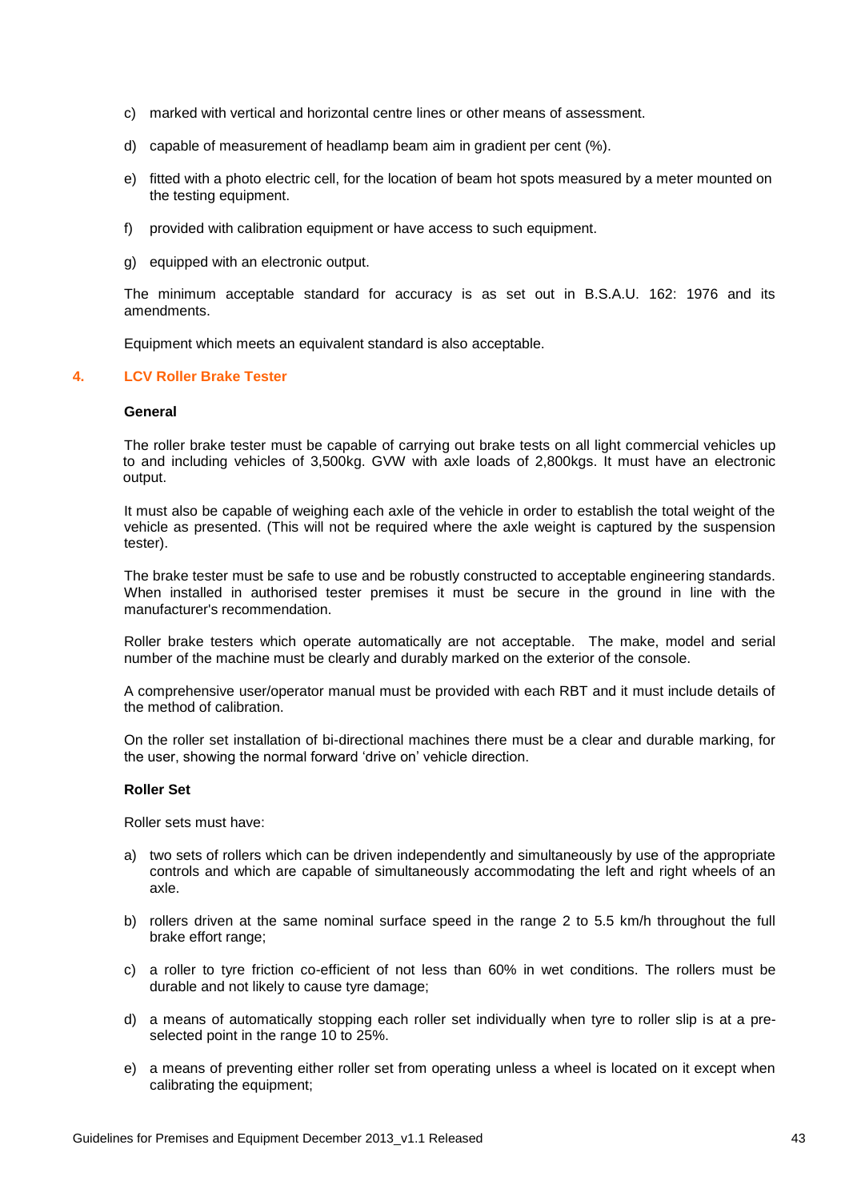c) marked with vertical and horizontal centre lines or other means of assessment.

d) capable of measurement of headlamp beam aim in gradient per cent (%).

e) fitted with a photo electric cell, for the location of beam hot spots measured by a meter mounted on the testing equipment.

f) provided with calibration equipment or have access to such equipment.

g) equipped with an electronic output.

The minimum acceptable standard for accuracy is as set out in B.S.A.U. 162: 1976 and its amendments.

Equipment which meets an equivalent standard is also acceptable.

## 4. LCV Roller Brake Tester

**General**

The roller brake tester must be capable of carrying out brake tests on all light commercial vehicles up to and including vehicles of 3,500kg. GVW with axle loads of 2,800kgs. It must have an electronic output.

It must also be capable of weighing each axle of the vehicle in order to establish the total weight of the vehicle as presented. (This will not be required where the axle weight is captured by the suspension tester).

The brake tester must be safe to use and be robustly constructed to acceptable engineering standards. When installed in authorised tester premises it must be secure in the ground in line with the manufacturer's recommendation.

Roller brake testers which operate automatically are not acceptable. The make, model and serial number of the machine must be clearly and durably marked on the exterior of the console.

A comprehensive user/operator manual must be provided with each RBT and it must include details of the method of calibration.

On the roller set installation of bi-directional machines there must be a clear and durable marking, for the user, showing the normal forward 'drive on' vehicle direction.

**Roller Set**

Roller sets must have:

a) two sets of rollers which can be driven independently and simultaneously by use of the appropriate controls and which are capable of simultaneously accommodating the left and right wheels of an axle.

b) rollers driven at the same nominal surface speed in the range 2 to 5.5 km/h throughout the full brake effort range;

c) a roller to tyre friction co-efficient of not less than 60% in wet conditions. The rollers must be durable and not likely to cause tyre damage;

d) a means of automatically stopping each roller set individually when tyre to roller slip is at a pre-selected point in the range 10 to 25%.

e) a means of preventing either roller set from operating unless a wheel is located on it except when calibrating the equipment;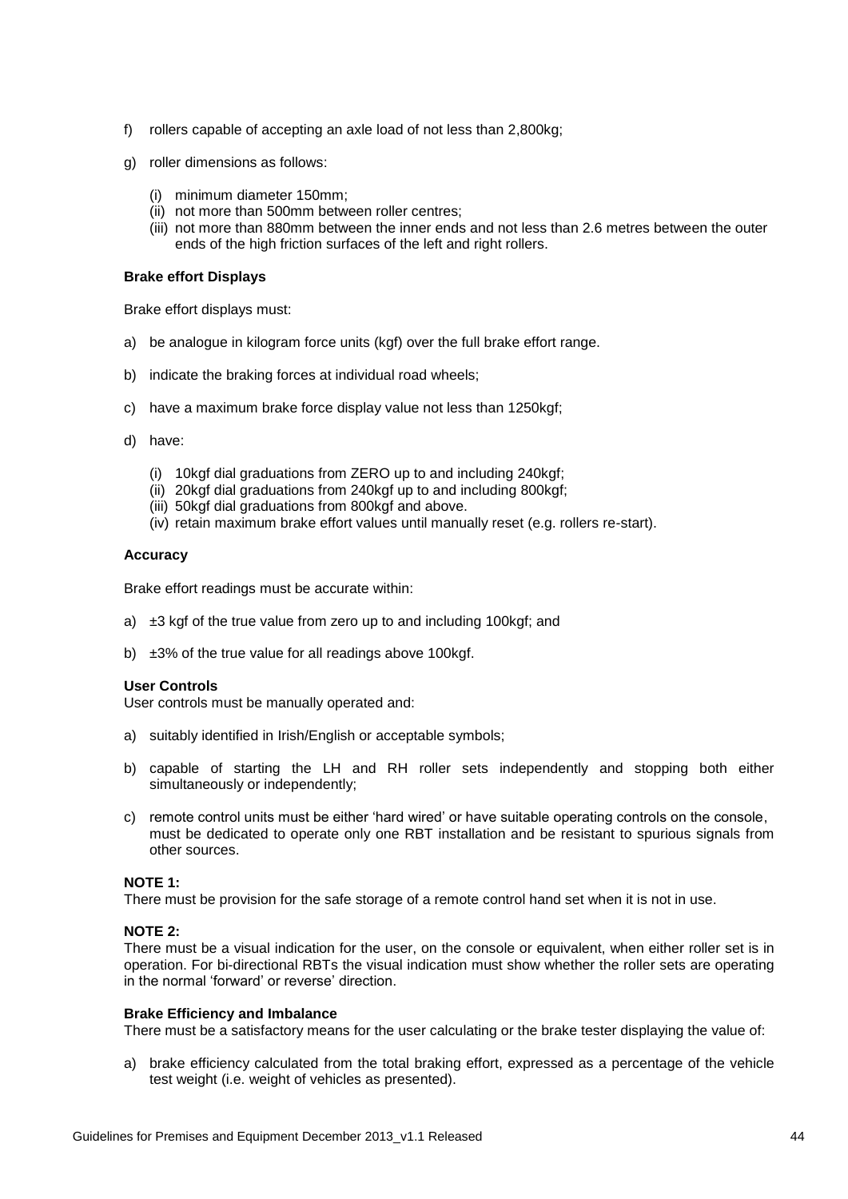f) rollers capable of accepting an axle load of not less than 2,800kg;

g) roller dimensions as follows:

   (i) minimum diameter 150mm;
   (ii) not more than 500mm between roller centres;
   (iii) not more than 880mm between the inner ends and not less than 2.6 metres between the outer ends of the high friction surfaces of the left and right rollers.

**Brake effort Displays**

Brake effort displays must:

a) be analogue in kilogram force units (kgf) over the full brake effort range.

b) indicate the braking forces at individual road wheels;

c) have a maximum brake force display value not less than 1250kgf;

d) have:

   (i) 10kgf dial graduations from ZERO up to and including 240kgf;
   (ii) 20kgf dial graduations from 240kgf up to and including 800kgf;
   (iii) 50kgf dial graduations from 800kgf and above.
   (iv) retain maximum brake effort values until manually reset (e.g. rollers re-start).

**Accuracy**

Brake effort readings must be accurate within:

a) ±3 kgf of the true value from zero up to and including 100kgf; and

b) ±3% of the true value for all readings above 100kgf.

**User Controls**

User controls must be manually operated and:

a) suitably identified in Irish/English or acceptable symbols;

b) capable of starting the LH and RH roller sets independently and stopping both either simultaneously or independently;

c) remote control units must be either 'hard wired' or have suitable operating controls on the console, must be dedicated to operate only one RBT installation and be resistant to spurious signals from other sources.

**NOTE 1:**

There must be provision for the safe storage of a remote control hand set when it is not in use.

**NOTE 2:**

There must be a visual indication for the user, on the console or equivalent, when either roller set is in operation. For bi-directional RBTs the visual indication must show whether the roller sets are operating in the normal 'forward' or reverse' direction.

**Brake Efficiency and Imbalance**

There must be a satisfactory means for the user calculating or the brake tester displaying the value of:

a) brake efficiency calculated from the total braking effort, expressed as a percentage of the vehicle test weight (i.e. weight of vehicles as presented).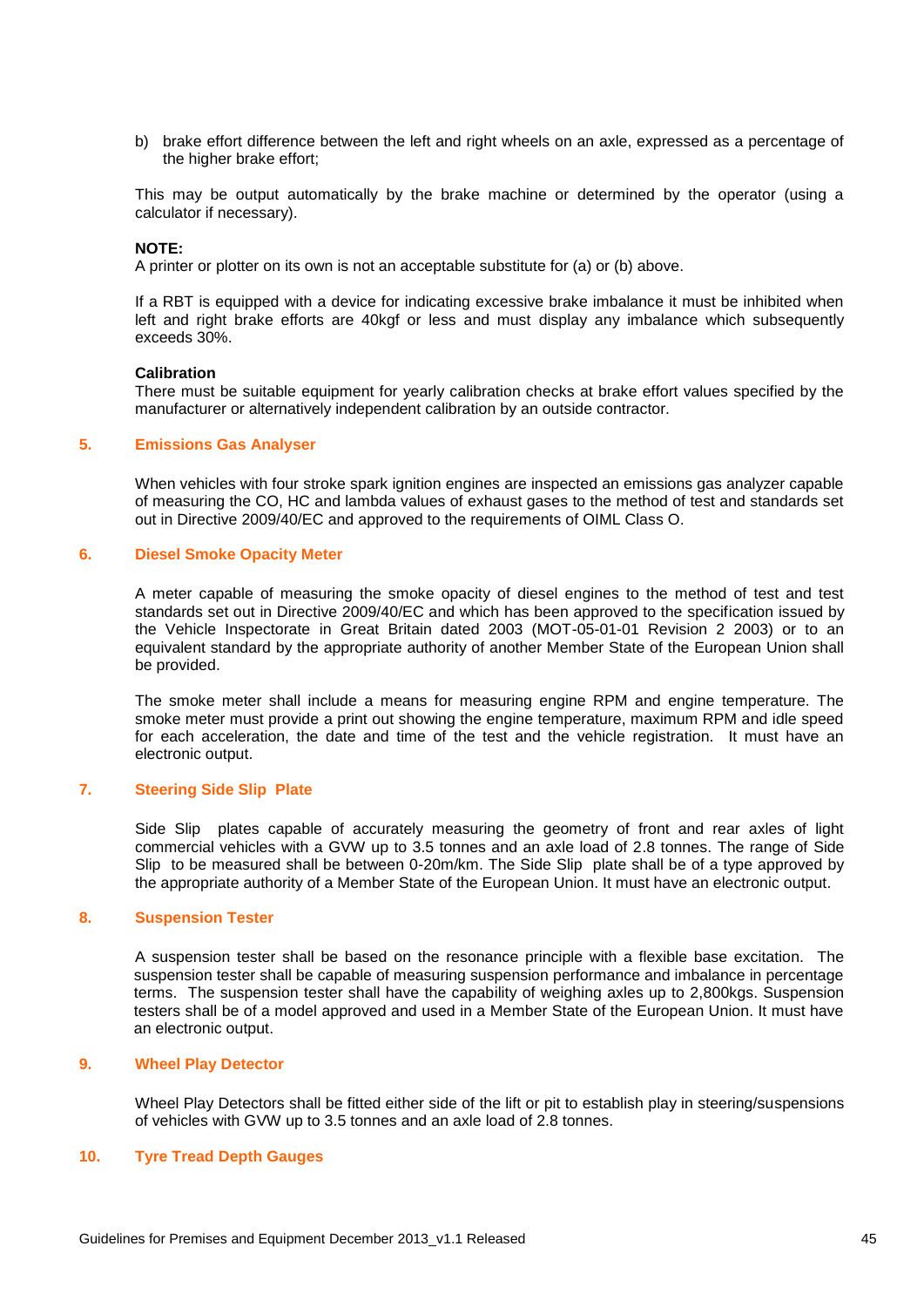b) brake effort difference between the left and right wheels on an axle, expressed as a percentage of the higher brake effort;

This may be output automatically by the brake machine or determined by the operator (using a calculator if necessary).

**NOTE:**
A printer or plotter on its own is not an acceptable substitute for (a) or (b) above.

If a RBT is equipped with a device for indicating excessive brake imbalance it must be inhibited when left and right brake efforts are 40kgf or less and must display any imbalance which subsequently exceeds 30%.

**Calibration**
There must be suitable equipment for yearly calibration checks at brake effort values specified by the manufacturer or alternatively independent calibration by an outside contractor.

## 5. Emissions Gas Analyser

When vehicles with four stroke spark ignition engines are inspected an emissions gas analyzer capable of measuring the CO, HC and lambda values of exhaust gases to the method of test and standards set out in Directive 2009/40/EC and approved to the requirements of OIML Class O.

## 6. Diesel Smoke Opacity Meter

A meter capable of measuring the smoke opacity of diesel engines to the method of test and test standards set out in Directive 2009/40/EC and which has been approved to the specification issued by the Vehicle Inspectorate in Great Britain dated 2003 (MOT-05-01-01 Revision 2 2003) or to an equivalent standard by the appropriate authority of another Member State of the European Union shall be provided.

The smoke meter shall include a means for measuring engine RPM and engine temperature. The smoke meter must provide a print out showing the engine temperature, maximum RPM and idle speed for each acceleration, the date and time of the test and the vehicle registration. It must have an electronic output.

## 7. Steering Side Slip Plate

Side Slip plates capable of accurately measuring the geometry of front and rear axles of light commercial vehicles with a GVW up to 3.5 tonnes and an axle load of 2.8 tonnes. The range of Side Slip to be measured shall be between 0-20m/km. The Side Slip plate shall be of a type approved by the appropriate authority of a Member State of the European Union. It must have an electronic output.

## 8. Suspension Tester

A suspension tester shall be based on the resonance principle with a flexible base excitation. The suspension tester shall be capable of measuring suspension performance and imbalance in percentage terms. The suspension tester shall have the capability of weighing axles up to 2,800kgs. Suspension testers shall be of a model approved and used in a Member State of the European Union. It must have an electronic output.

## 9. Wheel Play Detector

Wheel Play Detectors shall be fitted either side of the lift or pit to establish play in steering/suspensions of vehicles with GVW up to 3.5 tonnes and an axle load of 2.8 tonnes.

## 10. Tyre Tread Depth Gauges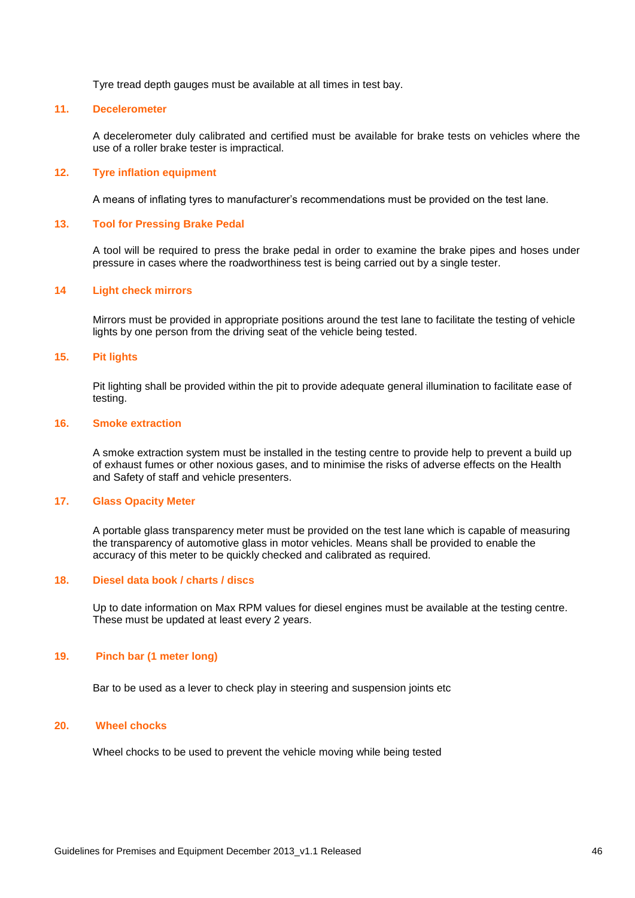Tyre tread depth gauges must be available at all times in test bay.

### 11. Decelerometer

A decelerometer duly calibrated and certified must be available for brake tests on vehicles where the use of a roller brake tester is impractical.

### 12. Tyre inflation equipment

A means of inflating tyres to manufacturer's recommendations must be provided on the test lane.

### 13. Tool for Pressing Brake Pedal

A tool will be required to press the brake pedal in order to examine the brake pipes and hoses under pressure in cases where the roadworthiness test is being carried out by a single tester.

### 14 Light check mirrors

Mirrors must be provided in appropriate positions around the test lane to facilitate the testing of vehicle lights by one person from the driving seat of the vehicle being tested.

### 15. Pit lights

Pit lighting shall be provided within the pit to provide adequate general illumination to facilitate ease of testing.

### 16. Smoke extraction

A smoke extraction system must be installed in the testing centre to provide help to prevent a build up of exhaust fumes or other noxious gases, and to minimise the risks of adverse effects on the Health and Safety of staff and vehicle presenters.

### 17. Glass Opacity Meter

A portable glass transparency meter must be provided on the test lane which is capable of measuring the transparency of automotive glass in motor vehicles. Means shall be provided to enable the accuracy of this meter to be quickly checked and calibrated as required.

### 18. Diesel data book / charts / discs

Up to date information on Max RPM values for diesel engines must be available at the testing centre. These must be updated at least every 2 years.

### 19. Pinch bar (1 meter long)

Bar to be used as a lever to check play in steering and suspension joints etc

### 20. Wheel chocks

Wheel chocks to be used to prevent the vehicle moving while being tested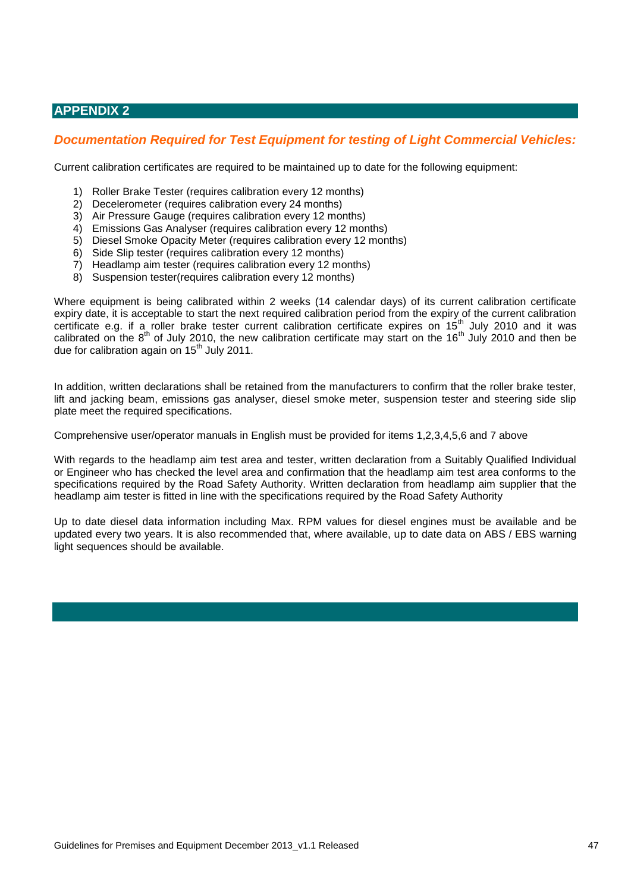## APPENDIX 2

### *Documentation Required for Test Equipment for testing of Light Commercial Vehicles:*

Current calibration certificates are required to be maintained up to date for the following equipment:

1) Roller Brake Tester (requires calibration every 12 months)
2) Decelerometer (requires calibration every 24 months)
3) Air Pressure Gauge (requires calibration every 12 months)
4) Emissions Gas Analyser (requires calibration every 12 months)
5) Diesel Smoke Opacity Meter (requires calibration every 12 months)
6) Side Slip tester (requires calibration every 12 months)
7) Headlamp aim tester (requires calibration every 12 months)
8) Suspension tester(requires calibration every 12 months)

Where equipment is being calibrated within 2 weeks (14 calendar days) of its current calibration certificate expiry date, it is acceptable to start the next required calibration period from the expiry of the current calibration certificate e.g. if a roller brake tester current calibration certificate expires on 15th July 2010 and it was calibrated on the 8th of July 2010, the new calibration certificate may start on the 16th July 2010 and then be due for calibration again on 15th July 2011.

In addition, written declarations shall be retained from the manufacturers to confirm that the roller brake tester, lift and jacking beam, emissions gas analyser, diesel smoke meter, suspension tester and steering side slip plate meet the required specifications.

Comprehensive user/operator manuals in English must be provided for items 1,2,3,4,5,6 and 7 above

With regards to the headlamp aim test area and tester, written declaration from a Suitably Qualified Individual or Engineer who has checked the level area and confirmation that the headlamp aim test area conforms to the specifications required by the Road Safety Authority. Written declaration from headlamp aim supplier that the headlamp aim tester is fitted in line with the specifications required by the Road Safety Authority

Up to date diesel data information including Max. RPM values for diesel engines must be available and be updated every two years. It is also recommended that, where available, up to date data on ABS / EBS warning light sequences should be available.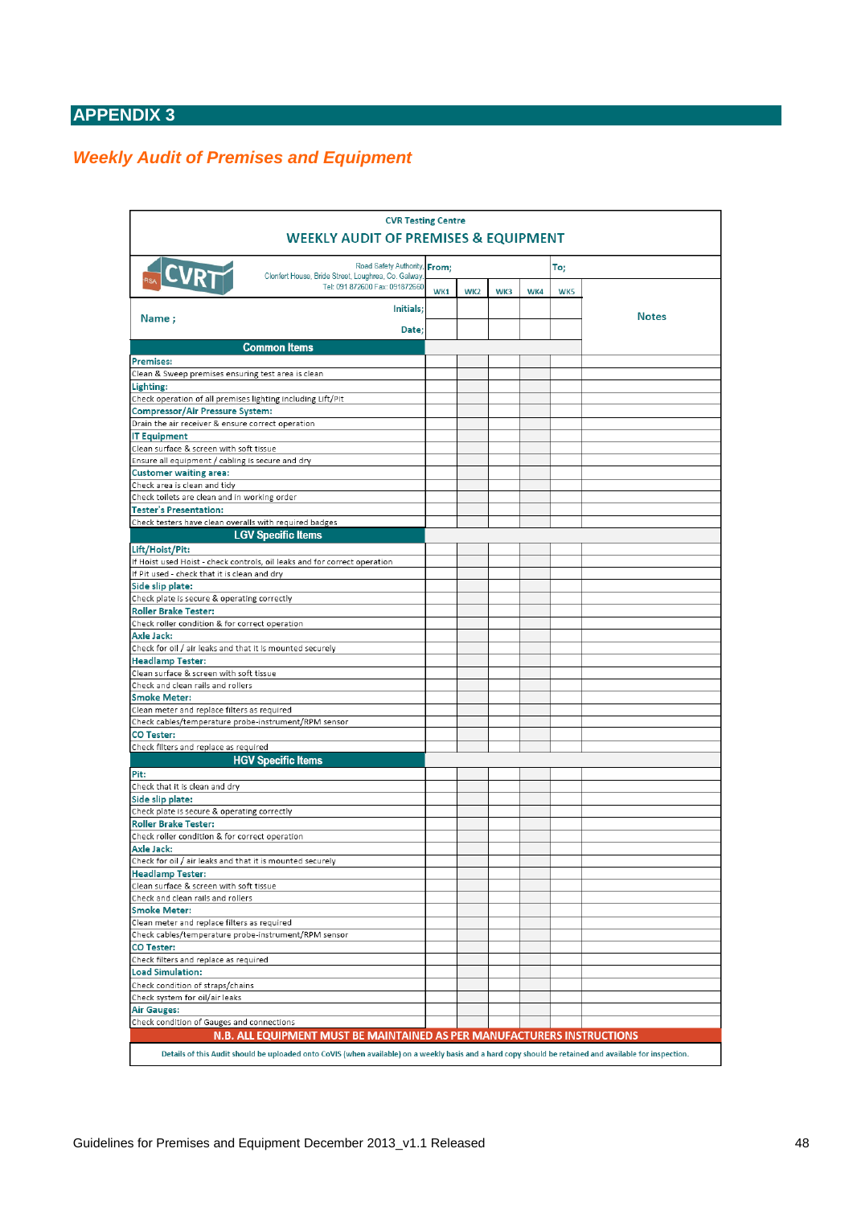## APPENDIX 3

### *Weekly Audit of Premises and Equipment*

**CVR Testing Centre**

**WEEKLY AUDIT OF PREMISES & EQUIPMENT**

CVRT — Road Safety Authority, Clonfert House, Bride Street, Loughrea, Co. Galway. Tel: 091 872600 Fax: 091872660

| | | | | | | |
|---|---|---|---|---|---|---|
| | **From;** | | | | **To;** | |
| | WK1 | WK2 | WK3 | WK4 | WK5 | **Notes** |
| **Name ;** **Initials;** | | | | | | |
| **Date;** | | | | | | |
| **Common Items** | | | | | | |
| **Premises:** | | | | | | |
| Clean & Sweep premises ensuring test area is clean | | | | | | |
| **Lighting:** | | | | | | |
| Check operation of all premises lighting including Lift/Pit | | | | | | |
| **Compressor/Air Pressure System:** | | | | | | |
| Drain the air receiver & ensure correct operation | | | | | | |
| **IT Equipment** | | | | | | |
| Clean surface & screen with soft tissue | | | | | | |
| Ensure all equipment / cabling is secure and dry | | | | | | |
| **Customer waiting area:** | | | | | | |
| Check area is clean and tidy | | | | | | |
| Check toilets are clean and in working order | | | | | | |
| **Tester's Presentation:** | | | | | | |
| Check testers have clean overalls with required badges | | | | | | |
| **LGV Specific Items** | | | | | | |
| **Lift/Hoist/Pit:** | | | | | | |
| If Hoist used Hoist - check controls, oil leaks and for correct operation | | | | | | |
| If Pit used - check that it is clean and dry | | | | | | |
| **Side slip plate:** | | | | | | |
| Check plate is secure & operating correctly | | | | | | |
| **Roller Brake Tester:** | | | | | | |
| Check roller condition & for correct operation | | | | | | |
| **Axle Jack:** | | | | | | |
| Check for oil / air leaks and that it is mounted securely | | | | | | |
| **Headlamp Tester:** | | | | | | |
| Clean surface & screen with soft tissue | | | | | | |
| Check and clean rails and rollers | | | | | | |
| **Smoke Meter:** | | | | | | |
| Clean meter and replace filters as required | | | | | | |
| Check cables/temperature probe-instrument/RPM sensor | | | | | | |
| **CO Tester:** | | | | | | |
| Check filters and replace as required | | | | | | |
| **HGV Specific Items** | | | | | | |
| **Pit:** | | | | | | |
| Check that it is clean and dry | | | | | | |
| **Side slip plate:** | | | | | | |
| Check plate is secure & operating correctly | | | | | | |
| **Roller Brake Tester:** | | | | | | |
| Check roller condition & for correct operation | | | | | | |
| **Axle Jack:** | | | | | | |
| Check for oil / air leaks and that it is mounted securely | | | | | | |
| **Headlamp Tester:** | | | | | | |
| Clean surface & screen with soft tissue | | | | | | |
| Check and clean rails and rollers | | | | | | |
| **Smoke Meter:** | | | | | | |
| Clean meter and replace filters as required | | | | | | |
| Check cables/temperature probe-instrument/RPM sensor | | | | | | |
| **CO Tester:** | | | | | | |
| Check filters and replace as required | | | | | | |
| **Load Simulation:** | | | | | | |
| Check condition of straps/chains | | | | | | |
| Check system for oil/air leaks | | | | | | |
| **Air Gauges:** | | | | | | |
| Check condition of Gauges and connections | | | | | | |

**N.B. ALL EQUIPMENT MUST BE MAINTAINED AS PER MANUFACTURERS INSTRUCTIONS**

Details of this Audit should be uploaded onto CoVIS (when available) on a weekly basis and a hard copy should be retained and available for inspection.